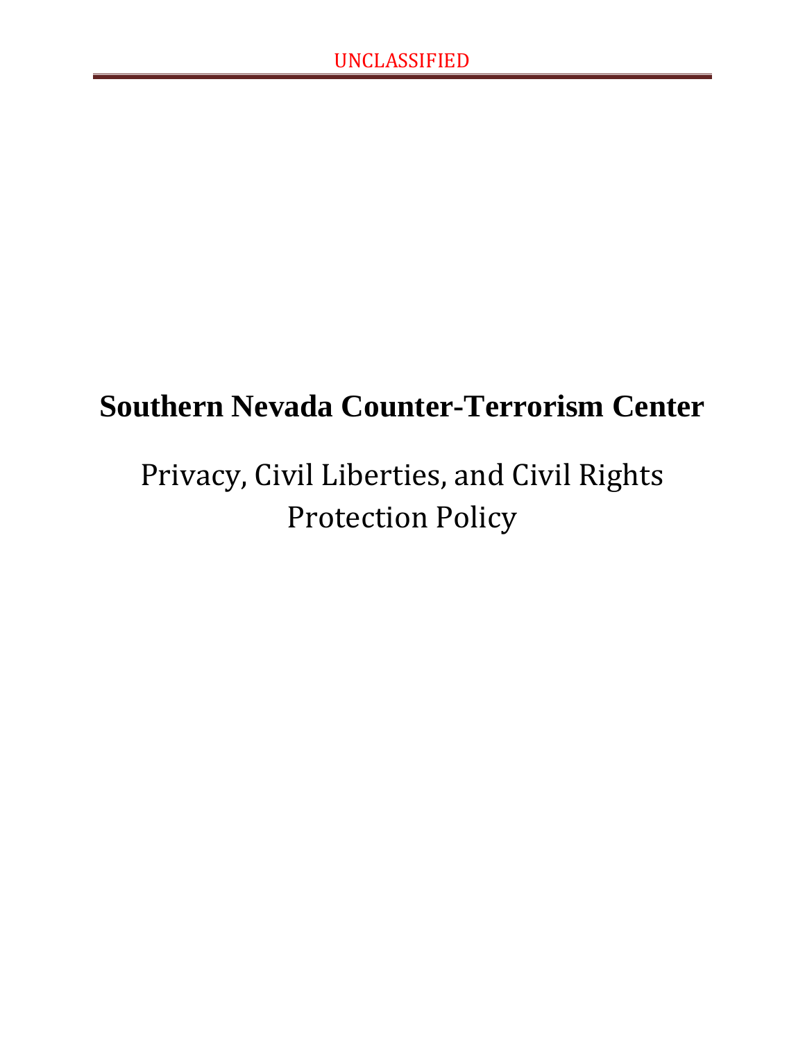# Southern Nevada Counter-Terrorism Center

## Privacy, Civil Liberties, and Civil Rights Protection Policy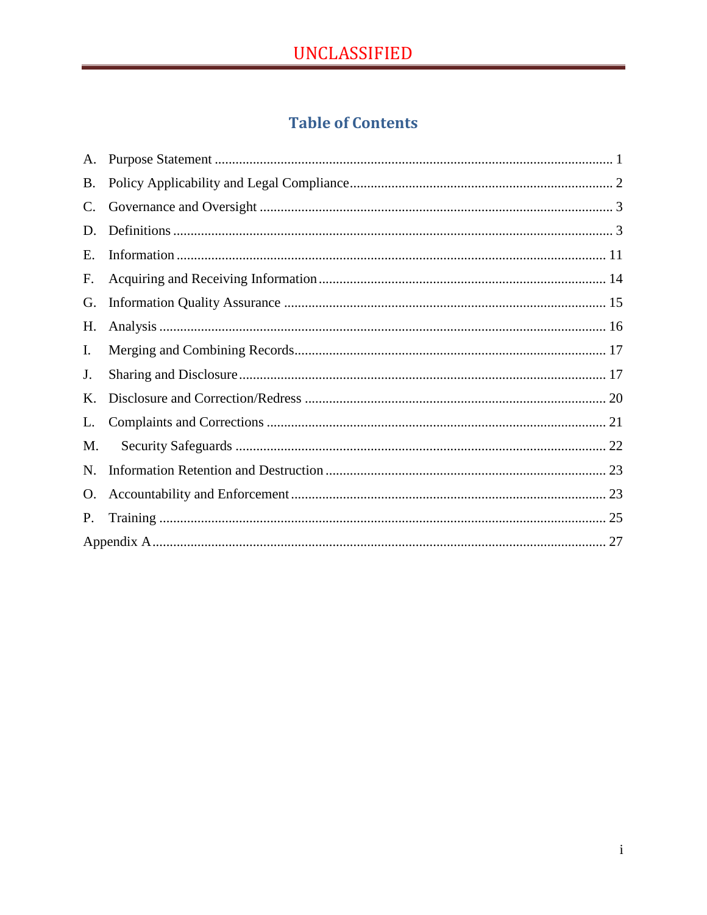UNCLASSIFIED

# Table of Contents

A. Purpose Statement ... 1
B. Policy Applicability and Legal Compliance ... 2
C. Governance and Oversight ... 3
D. Definitions ... 3
E. Information ... 11
F. Acquiring and Receiving Information ... 14
G. Information Quality Assurance ... 15
H. Analysis ... 16
I. Merging and Combining Records ... 17
J. Sharing and Disclosure ... 17
K. Disclosure and Correction/Redress ... 20
L. Complaints and Corrections ... 21
M. Security Safeguards ... 22
N. Information Retention and Destruction ... 23
O. Accountability and Enforcement ... 23
P. Training ... 25
Appendix A ... 27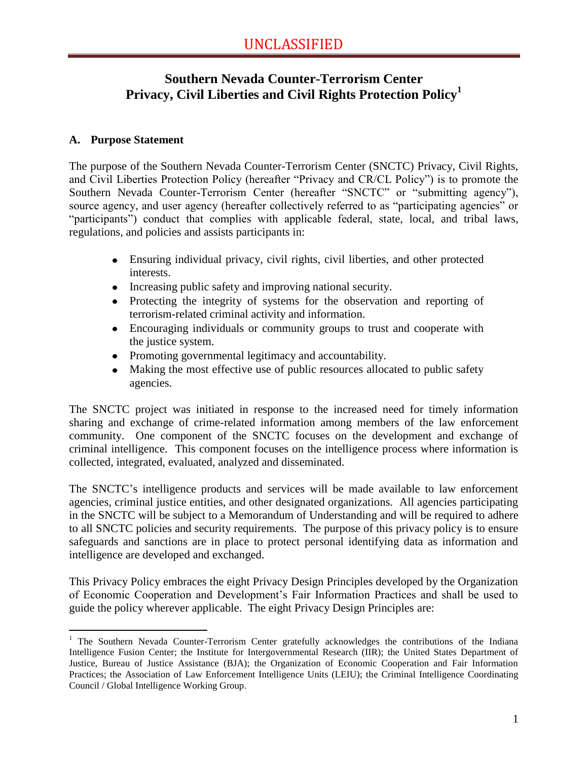UNCLASSIFIED

# Southern Nevada Counter-Terrorism Center Privacy, Civil Liberties and Civil Rights Protection Policy[1]

## A. Purpose Statement

The purpose of the Southern Nevada Counter-Terrorism Center (SNCTC) Privacy, Civil Rights, and Civil Liberties Protection Policy (hereafter "Privacy and CR/CL Policy") is to promote the Southern Nevada Counter-Terrorism Center (hereafter "SNCTC" or "submitting agency"), source agency, and user agency (hereafter collectively referred to as "participating agencies" or "participants") conduct that complies with applicable federal, state, local, and tribal laws, regulations, and policies and assists participants in:

- Ensuring individual privacy, civil rights, civil liberties, and other protected interests.
- Increasing public safety and improving national security.
- Protecting the integrity of systems for the observation and reporting of terrorism-related criminal activity and information.
- Encouraging individuals or community groups to trust and cooperate with the justice system.
- Promoting governmental legitimacy and accountability.
- Making the most effective use of public resources allocated to public safety agencies.

The SNCTC project was initiated in response to the increased need for timely information sharing and exchange of crime-related information among members of the law enforcement community. One component of the SNCTC focuses on the development and exchange of criminal intelligence. This component focuses on the intelligence process where information is collected, integrated, evaluated, analyzed and disseminated.

The SNCTC's intelligence products and services will be made available to law enforcement agencies, criminal justice entities, and other designated organizations. All agencies participating in the SNCTC will be subject to a Memorandum of Understanding and will be required to adhere to all SNCTC policies and security requirements. The purpose of this privacy policy is to ensure safeguards and sanctions are in place to protect personal identifying data as information and intelligence are developed and exchanged.

This Privacy Policy embraces the eight Privacy Design Principles developed by the Organization of Economic Cooperation and Development's Fair Information Practices and shall be used to guide the policy wherever applicable. The eight Privacy Design Principles are:

---

[1] The Southern Nevada Counter-Terrorism Center gratefully acknowledges the contributions of the Indiana Intelligence Fusion Center; the Institute for Intergovernmental Research (IIR); the United States Department of Justice, Bureau of Justice Assistance (BJA); the Organization of Economic Cooperation and Fair Information Practices; the Association of Law Enforcement Intelligence Units (LEIU); the Criminal Intelligence Coordinating Council / Global Intelligence Working Group.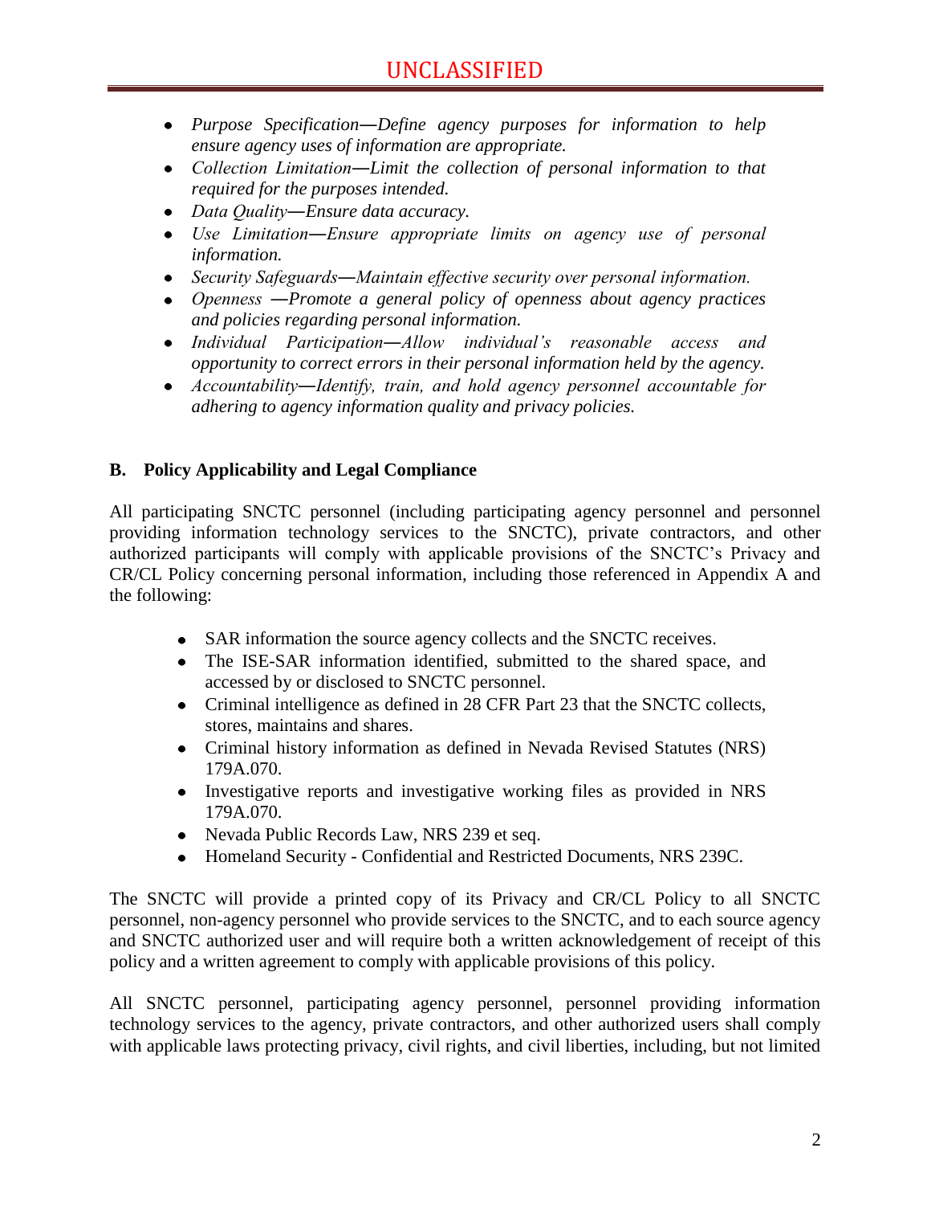- *Purpose Specification—Define agency purposes for information to help ensure agency uses of information are appropriate.*
- *Collection Limitation—Limit the collection of personal information to that required for the purposes intended.*
- *Data Quality—Ensure data accuracy.*
- *Use Limitation—Ensure appropriate limits on agency use of personal information.*
- *Security Safeguards—Maintain effective security over personal information.*
- *Openness —Promote a general policy of openness about agency practices and policies regarding personal information.*
- *Individual Participation—Allow individual's reasonable access and opportunity to correct errors in their personal information held by the agency.*
- *Accountability—Identify, train, and hold agency personnel accountable for adhering to agency information quality and privacy policies.*

**B. Policy Applicability and Legal Compliance**

All participating SNCTC personnel (including participating agency personnel and personnel providing information technology services to the SNCTC), private contractors, and other authorized participants will comply with applicable provisions of the SNCTC's Privacy and CR/CL Policy concerning personal information, including those referenced in Appendix A and the following:

- SAR information the source agency collects and the SNCTC receives.
- The ISE-SAR information identified, submitted to the shared space, and accessed by or disclosed to SNCTC personnel.
- Criminal intelligence as defined in 28 CFR Part 23 that the SNCTC collects, stores, maintains and shares.
- Criminal history information as defined in Nevada Revised Statutes (NRS) 179A.070.
- Investigative reports and investigative working files as provided in NRS 179A.070.
- Nevada Public Records Law, NRS 239 et seq.
- Homeland Security - Confidential and Restricted Documents, NRS 239C.

The SNCTC will provide a printed copy of its Privacy and CR/CL Policy to all SNCTC personnel, non-agency personnel who provide services to the SNCTC, and to each source agency and SNCTC authorized user and will require both a written acknowledgement of receipt of this policy and a written agreement to comply with applicable provisions of this policy.

All SNCTC personnel, participating agency personnel, personnel providing information technology services to the agency, private contractors, and other authorized users shall comply with applicable laws protecting privacy, civil rights, and civil liberties, including, but not limited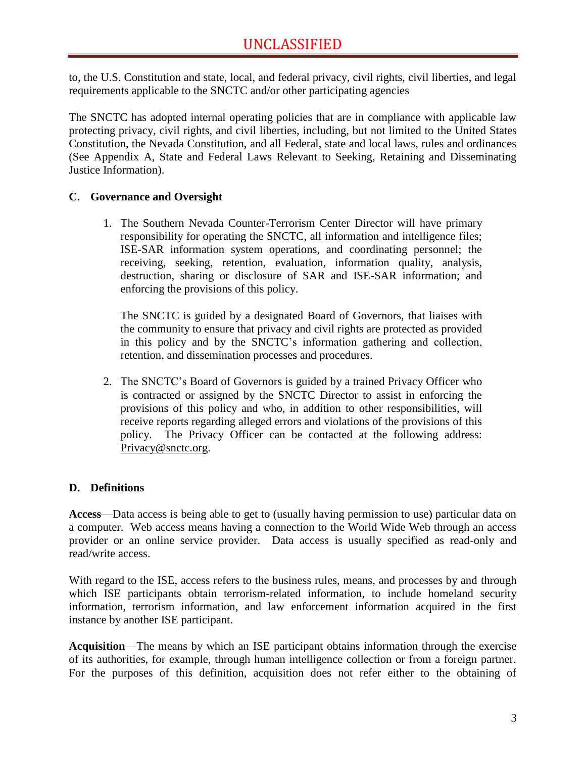to, the U.S. Constitution and state, local, and federal privacy, civil rights, civil liberties, and legal requirements applicable to the SNCTC and/or other participating agencies

The SNCTC has adopted internal operating policies that are in compliance with applicable law protecting privacy, civil rights, and civil liberties, including, but not limited to the United States Constitution, the Nevada Constitution, and all Federal, state and local laws, rules and ordinances (See Appendix A, State and Federal Laws Relevant to Seeking, Retaining and Disseminating Justice Information).

### C. Governance and Oversight

1. The Southern Nevada Counter-Terrorism Center Director will have primary responsibility for operating the SNCTC, all information and intelligence files; ISE-SAR information system operations, and coordinating personnel; the receiving, seeking, retention, evaluation, information quality, analysis, destruction, sharing or disclosure of SAR and ISE-SAR information; and enforcing the provisions of this policy.

   The SNCTC is guided by a designated Board of Governors, that liaises with the community to ensure that privacy and civil rights are protected as provided in this policy and by the SNCTC's information gathering and collection, retention, and dissemination processes and procedures.

2. The SNCTC's Board of Governors is guided by a trained Privacy Officer who is contracted or assigned by the SNCTC Director to assist in enforcing the provisions of this policy and who, in addition to other responsibilities, will receive reports regarding alleged errors and violations of the provisions of this policy. The Privacy Officer can be contacted at the following address: Privacy@snctc.org.

### D. Definitions

**Access**—Data access is being able to get to (usually having permission to use) particular data on a computer. Web access means having a connection to the World Wide Web through an access provider or an online service provider. Data access is usually specified as read-only and read/write access.

With regard to the ISE, access refers to the business rules, means, and processes by and through which ISE participants obtain terrorism-related information, to include homeland security information, terrorism information, and law enforcement information acquired in the first instance by another ISE participant.

**Acquisition**—The means by which an ISE participant obtains information through the exercise of its authorities, for example, through human intelligence collection or from a foreign partner. For the purposes of this definition, acquisition does not refer either to the obtaining of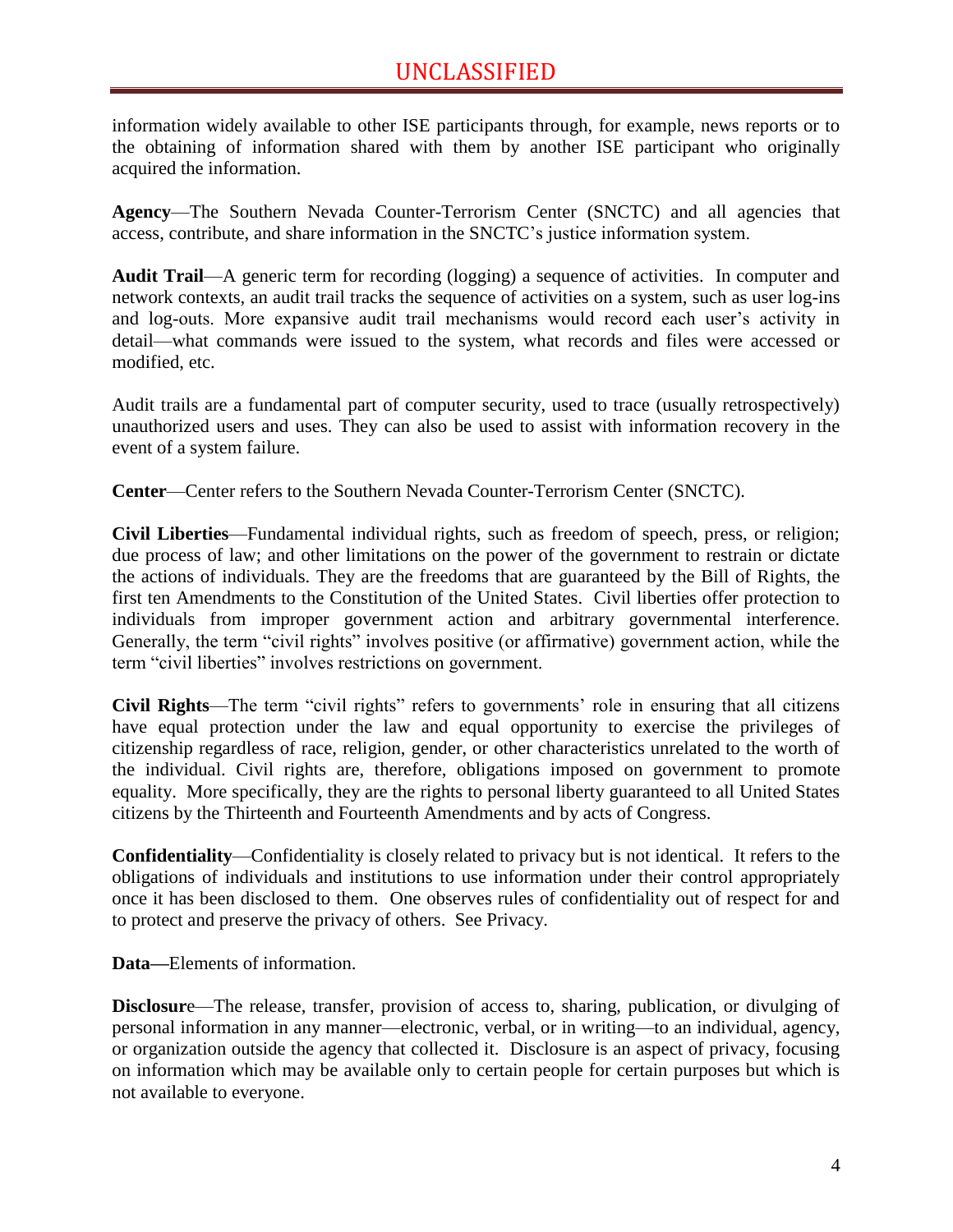information widely available to other ISE participants through, for example, news reports or to the obtaining of information shared with them by another ISE participant who originally acquired the information.

**Agency**—The Southern Nevada Counter-Terrorism Center (SNCTC) and all agencies that access, contribute, and share information in the SNCTC's justice information system.

**Audit Trail**—A generic term for recording (logging) a sequence of activities. In computer and network contexts, an audit trail tracks the sequence of activities on a system, such as user log-ins and log-outs. More expansive audit trail mechanisms would record each user's activity in detail—what commands were issued to the system, what records and files were accessed or modified, etc.

Audit trails are a fundamental part of computer security, used to trace (usually retrospectively) unauthorized users and uses. They can also be used to assist with information recovery in the event of a system failure.

**Center**—Center refers to the Southern Nevada Counter-Terrorism Center (SNCTC).

**Civil Liberties**—Fundamental individual rights, such as freedom of speech, press, or religion; due process of law; and other limitations on the power of the government to restrain or dictate the actions of individuals. They are the freedoms that are guaranteed by the Bill of Rights, the first ten Amendments to the Constitution of the United States. Civil liberties offer protection to individuals from improper government action and arbitrary governmental interference. Generally, the term "civil rights" involves positive (or affirmative) government action, while the term "civil liberties" involves restrictions on government.

**Civil Rights**—The term "civil rights" refers to governments' role in ensuring that all citizens have equal protection under the law and equal opportunity to exercise the privileges of citizenship regardless of race, religion, gender, or other characteristics unrelated to the worth of the individual. Civil rights are, therefore, obligations imposed on government to promote equality. More specifically, they are the rights to personal liberty guaranteed to all United States citizens by the Thirteenth and Fourteenth Amendments and by acts of Congress.

**Confidentiality**—Confidentiality is closely related to privacy but is not identical. It refers to the obligations of individuals and institutions to use information under their control appropriately once it has been disclosed to them. One observes rules of confidentiality out of respect for and to protect and preserve the privacy of others. See Privacy.

**Data—**Elements of information.

**Disclosure**—The release, transfer, provision of access to, sharing, publication, or divulging of personal information in any manner—electronic, verbal, or in writing—to an individual, agency, or organization outside the agency that collected it. Disclosure is an aspect of privacy, focusing on information which may be available only to certain people for certain purposes but which is not available to everyone.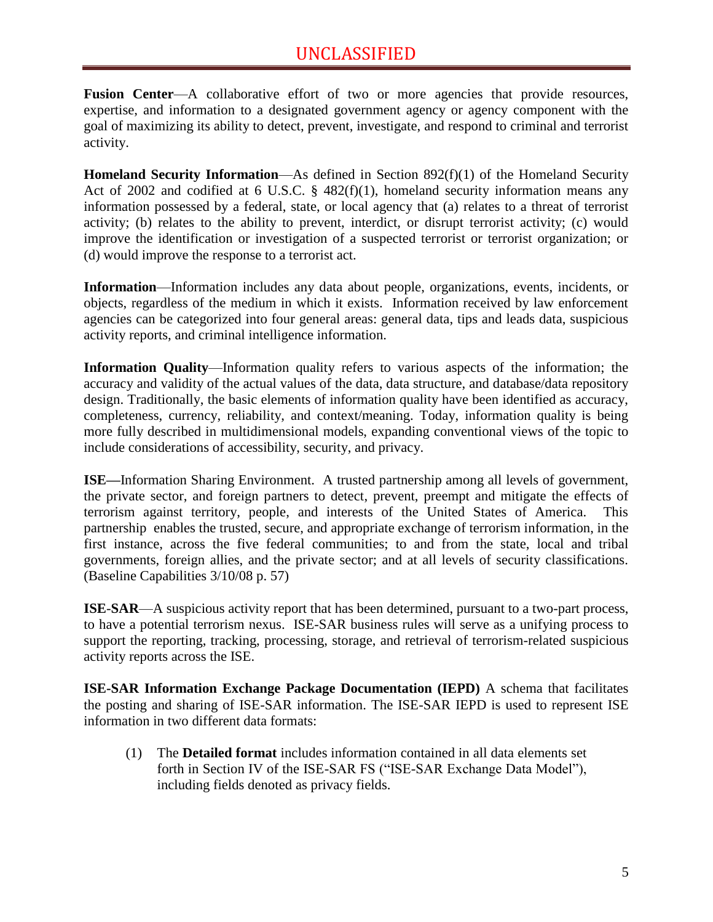**Fusion Center**—A collaborative effort of two or more agencies that provide resources, expertise, and information to a designated government agency or agency component with the goal of maximizing its ability to detect, prevent, investigate, and respond to criminal and terrorist activity.

**Homeland Security Information**—As defined in Section 892(f)(1) of the Homeland Security Act of 2002 and codified at 6 U.S.C. § 482(f)(1), homeland security information means any information possessed by a federal, state, or local agency that (a) relates to a threat of terrorist activity; (b) relates to the ability to prevent, interdict, or disrupt terrorist activity; (c) would improve the identification or investigation of a suspected terrorist or terrorist organization; or (d) would improve the response to a terrorist act.

**Information**—Information includes any data about people, organizations, events, incidents, or objects, regardless of the medium in which it exists. Information received by law enforcement agencies can be categorized into four general areas: general data, tips and leads data, suspicious activity reports, and criminal intelligence information.

**Information Quality**—Information quality refers to various aspects of the information; the accuracy and validity of the actual values of the data, data structure, and database/data repository design. Traditionally, the basic elements of information quality have been identified as accuracy, completeness, currency, reliability, and context/meaning. Today, information quality is being more fully described in multidimensional models, expanding conventional views of the topic to include considerations of accessibility, security, and privacy.

**ISE—**Information Sharing Environment. A trusted partnership among all levels of government, the private sector, and foreign partners to detect, prevent, preempt and mitigate the effects of terrorism against territory, people, and interests of the United States of America. This partnership enables the trusted, secure, and appropriate exchange of terrorism information, in the first instance, across the five federal communities; to and from the state, local and tribal governments, foreign allies, and the private sector; and at all levels of security classifications. (Baseline Capabilities 3/10/08 p. 57)

**ISE-SAR**—A suspicious activity report that has been determined, pursuant to a two-part process, to have a potential terrorism nexus. ISE-SAR business rules will serve as a unifying process to support the reporting, tracking, processing, storage, and retrieval of terrorism-related suspicious activity reports across the ISE.

**ISE-SAR Information Exchange Package Documentation (IEPD)** A schema that facilitates the posting and sharing of ISE-SAR information. The ISE-SAR IEPD is used to represent ISE information in two different data formats:

(1) The **Detailed format** includes information contained in all data elements set forth in Section IV of the ISE-SAR FS ("ISE-SAR Exchange Data Model"), including fields denoted as privacy fields.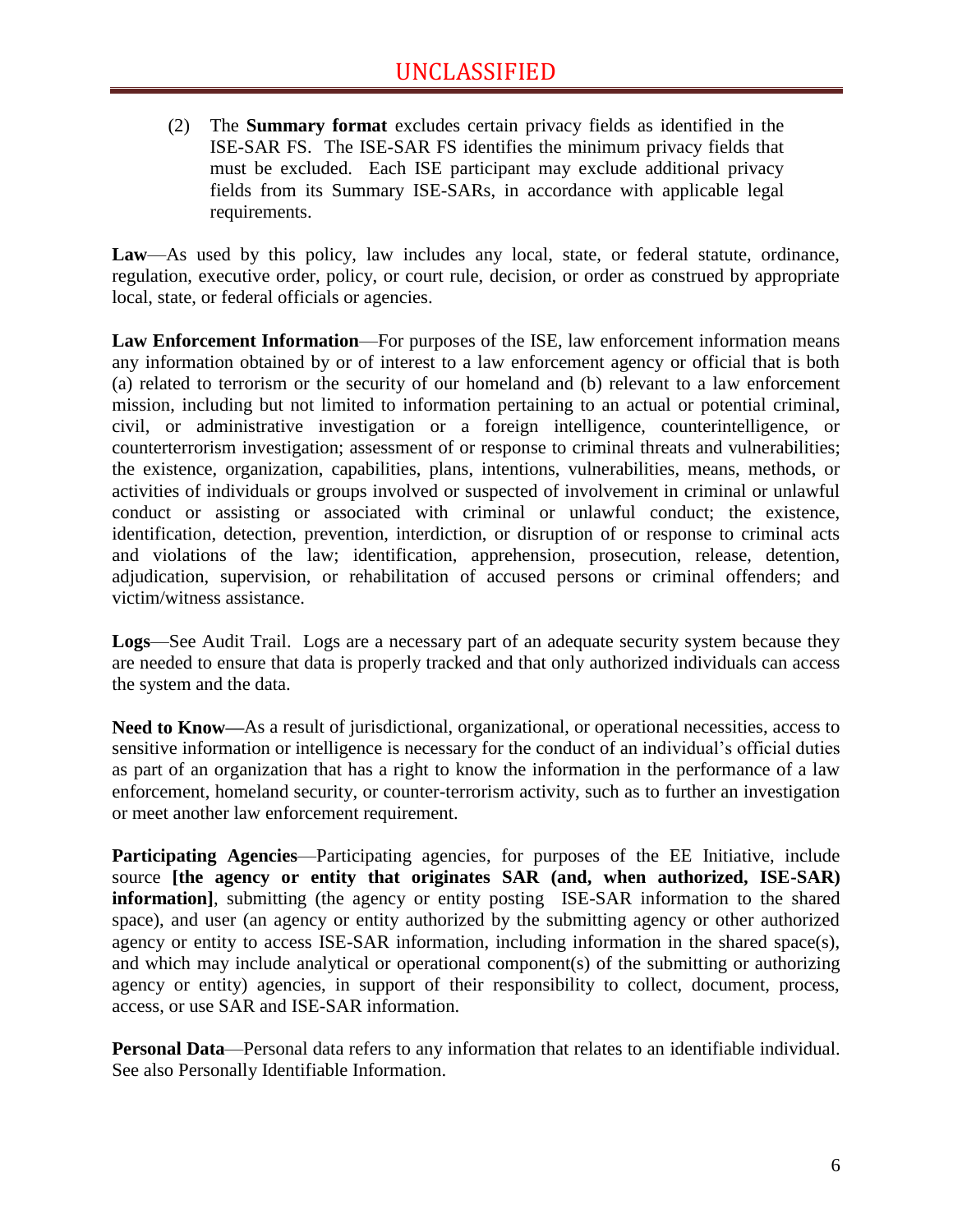(2) The **Summary format** excludes certain privacy fields as identified in the ISE-SAR FS. The ISE-SAR FS identifies the minimum privacy fields that must be excluded. Each ISE participant may exclude additional privacy fields from its Summary ISE-SARs, in accordance with applicable legal requirements.

**Law**—As used by this policy, law includes any local, state, or federal statute, ordinance, regulation, executive order, policy, or court rule, decision, or order as construed by appropriate local, state, or federal officials or agencies.

**Law Enforcement Information**—For purposes of the ISE, law enforcement information means any information obtained by or of interest to a law enforcement agency or official that is both (a) related to terrorism or the security of our homeland and (b) relevant to a law enforcement mission, including but not limited to information pertaining to an actual or potential criminal, civil, or administrative investigation or a foreign intelligence, counterintelligence, or counterterrorism investigation; assessment of or response to criminal threats and vulnerabilities; the existence, organization, capabilities, plans, intentions, vulnerabilities, means, methods, or activities of individuals or groups involved or suspected of involvement in criminal or unlawful conduct or assisting or associated with criminal or unlawful conduct; the existence, identification, detection, prevention, interdiction, or disruption of or response to criminal acts and violations of the law; identification, apprehension, prosecution, release, detention, adjudication, supervision, or rehabilitation of accused persons or criminal offenders; and victim/witness assistance.

**Logs**—See Audit Trail. Logs are a necessary part of an adequate security system because they are needed to ensure that data is properly tracked and that only authorized individuals can access the system and the data.

**Need to Know—**As a result of jurisdictional, organizational, or operational necessities, access to sensitive information or intelligence is necessary for the conduct of an individual's official duties as part of an organization that has a right to know the information in the performance of a law enforcement, homeland security, or counter-terrorism activity, such as to further an investigation or meet another law enforcement requirement.

**Participating Agencies**—Participating agencies, for purposes of the EE Initiative, include source **[the agency or entity that originates SAR (and, when authorized, ISE-SAR) information]**, submitting (the agency or entity posting ISE-SAR information to the shared space), and user (an agency or entity authorized by the submitting agency or other authorized agency or entity to access ISE-SAR information, including information in the shared space(s), and which may include analytical or operational component(s) of the submitting or authorizing agency or entity) agencies, in support of their responsibility to collect, document, process, access, or use SAR and ISE-SAR information.

**Personal Data**—Personal data refers to any information that relates to an identifiable individual. See also Personally Identifiable Information.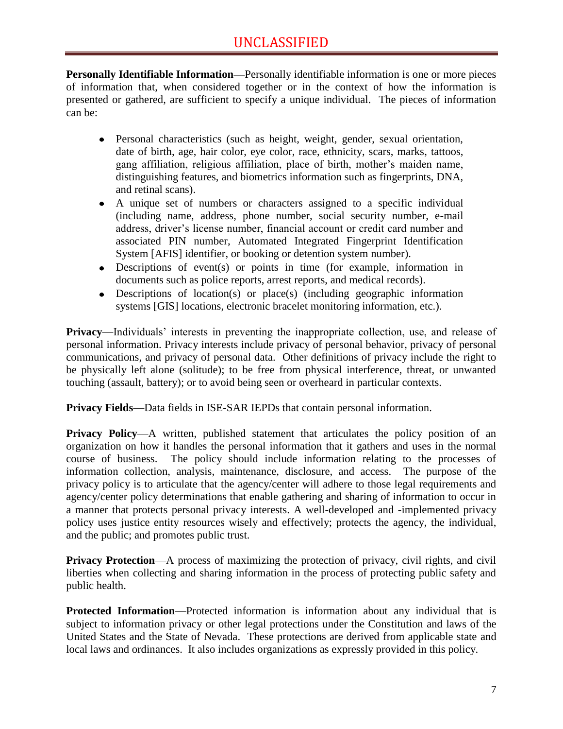**Personally Identifiable Information**—Personally identifiable information is one or more pieces of information that, when considered together or in the context of how the information is presented or gathered, are sufficient to specify a unique individual. The pieces of information can be:

- Personal characteristics (such as height, weight, gender, sexual orientation, date of birth, age, hair color, eye color, race, ethnicity, scars, marks, tattoos, gang affiliation, religious affiliation, place of birth, mother's maiden name, distinguishing features, and biometrics information such as fingerprints, DNA, and retinal scans).
- A unique set of numbers or characters assigned to a specific individual (including name, address, phone number, social security number, e-mail address, driver's license number, financial account or credit card number and associated PIN number, Automated Integrated Fingerprint Identification System [AFIS] identifier, or booking or detention system number).
- Descriptions of event(s) or points in time (for example, information in documents such as police reports, arrest reports, and medical records).
- Descriptions of location(s) or place(s) (including geographic information systems [GIS] locations, electronic bracelet monitoring information, etc.).

**Privacy**—Individuals' interests in preventing the inappropriate collection, use, and release of personal information. Privacy interests include privacy of personal behavior, privacy of personal communications, and privacy of personal data. Other definitions of privacy include the right to be physically left alone (solitude); to be free from physical interference, threat, or unwanted touching (assault, battery); or to avoid being seen or overheard in particular contexts.

**Privacy Fields**—Data fields in ISE-SAR IEPDs that contain personal information.

**Privacy Policy**—A written, published statement that articulates the policy position of an organization on how it handles the personal information that it gathers and uses in the normal course of business. The policy should include information relating to the processes of information collection, analysis, maintenance, disclosure, and access. The purpose of the privacy policy is to articulate that the agency/center will adhere to those legal requirements and agency/center policy determinations that enable gathering and sharing of information to occur in a manner that protects personal privacy interests. A well-developed and -implemented privacy policy uses justice entity resources wisely and effectively; protects the agency, the individual, and the public; and promotes public trust.

**Privacy Protection**—A process of maximizing the protection of privacy, civil rights, and civil liberties when collecting and sharing information in the process of protecting public safety and public health.

**Protected Information**—Protected information is information about any individual that is subject to information privacy or other legal protections under the Constitution and laws of the United States and the State of Nevada. These protections are derived from applicable state and local laws and ordinances. It also includes organizations as expressly provided in this policy.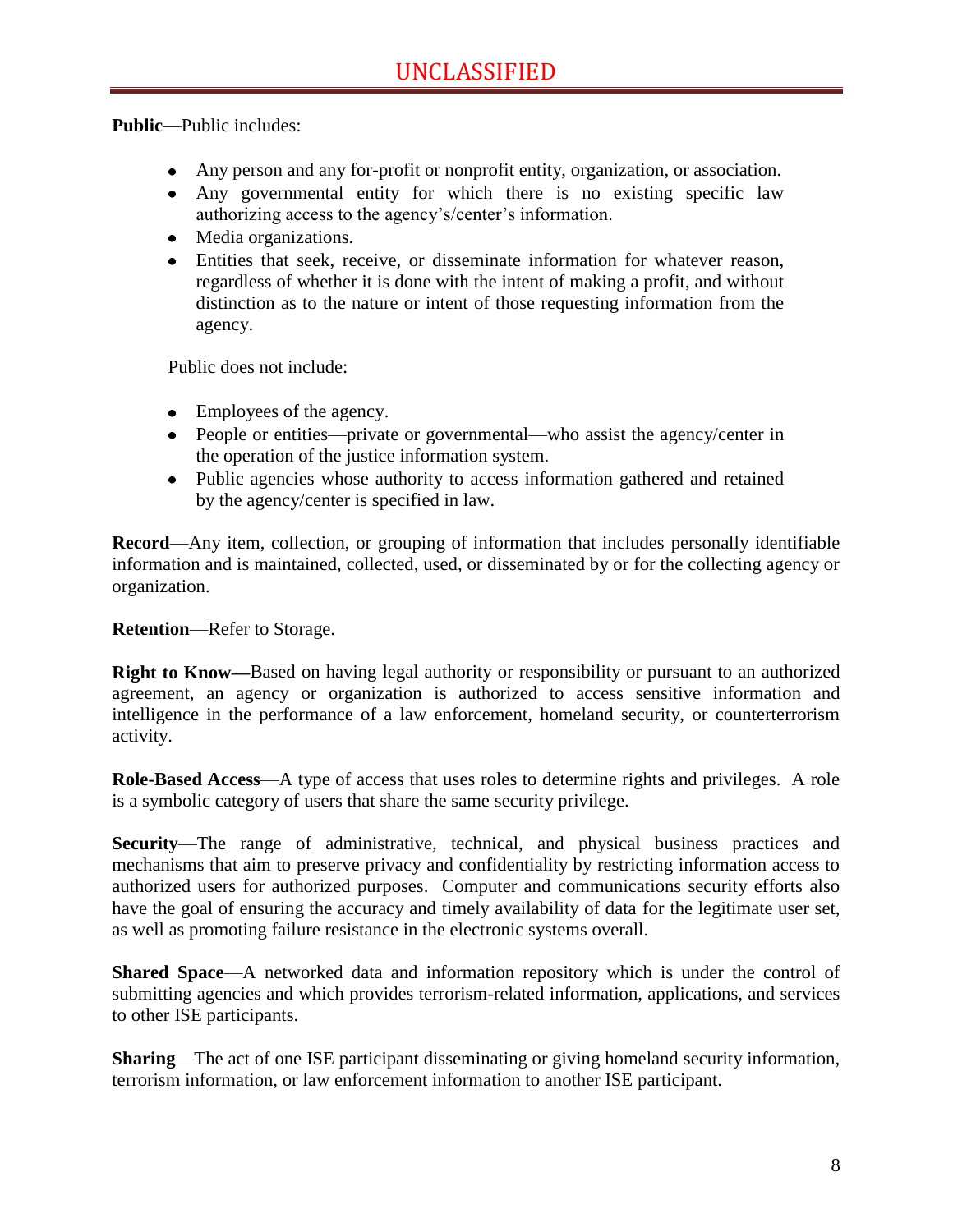**Public**—Public includes:

- Any person and any for-profit or nonprofit entity, organization, or association.
- Any governmental entity for which there is no existing specific law authorizing access to the agency's/center's information.
- Media organizations.
- Entities that seek, receive, or disseminate information for whatever reason, regardless of whether it is done with the intent of making a profit, and without distinction as to the nature or intent of those requesting information from the agency.

Public does not include:

- Employees of the agency.
- People or entities—private or governmental—who assist the agency/center in the operation of the justice information system.
- Public agencies whose authority to access information gathered and retained by the agency/center is specified in law.

**Record**—Any item, collection, or grouping of information that includes personally identifiable information and is maintained, collected, used, or disseminated by or for the collecting agency or organization.

**Retention**—Refer to Storage.

**Right to Know—**Based on having legal authority or responsibility or pursuant to an authorized agreement, an agency or organization is authorized to access sensitive information and intelligence in the performance of a law enforcement, homeland security, or counterterrorism activity.

**Role-Based Access**—A type of access that uses roles to determine rights and privileges. A role is a symbolic category of users that share the same security privilege.

**Security**—The range of administrative, technical, and physical business practices and mechanisms that aim to preserve privacy and confidentiality by restricting information access to authorized users for authorized purposes. Computer and communications security efforts also have the goal of ensuring the accuracy and timely availability of data for the legitimate user set, as well as promoting failure resistance in the electronic systems overall.

**Shared Space**—A networked data and information repository which is under the control of submitting agencies and which provides terrorism-related information, applications, and services to other ISE participants.

**Sharing**—The act of one ISE participant disseminating or giving homeland security information, terrorism information, or law enforcement information to another ISE participant.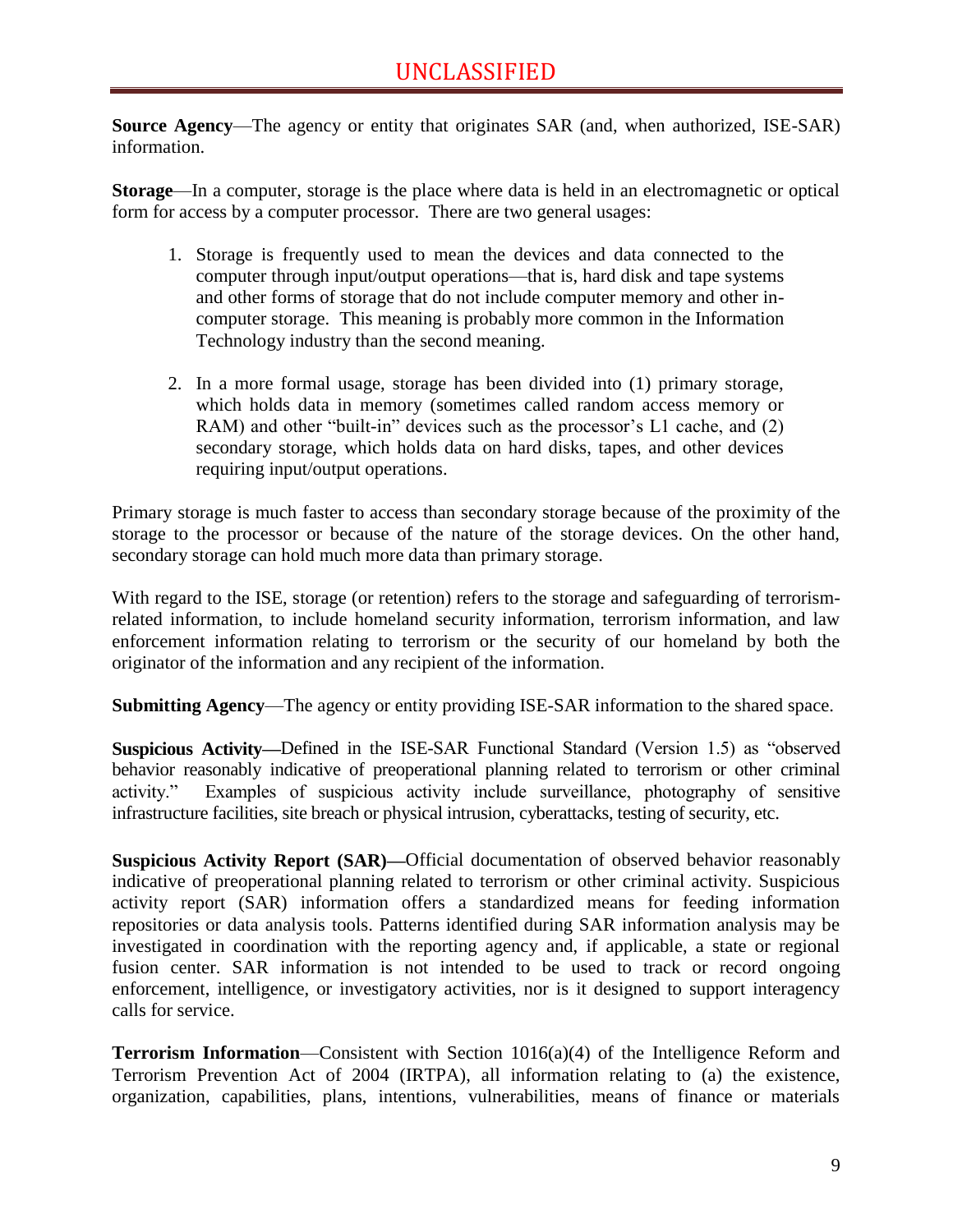**Source Agency**—The agency or entity that originates SAR (and, when authorized, ISE-SAR) information.

**Storage**—In a computer, storage is the place where data is held in an electromagnetic or optical form for access by a computer processor. There are two general usages:

1. Storage is frequently used to mean the devices and data connected to the computer through input/output operations—that is, hard disk and tape systems and other forms of storage that do not include computer memory and other in-computer storage. This meaning is probably more common in the Information Technology industry than the second meaning.

2. In a more formal usage, storage has been divided into (1) primary storage, which holds data in memory (sometimes called random access memory or RAM) and other "built-in" devices such as the processor's L1 cache, and (2) secondary storage, which holds data on hard disks, tapes, and other devices requiring input/output operations.

Primary storage is much faster to access than secondary storage because of the proximity of the storage to the processor or because of the nature of the storage devices. On the other hand, secondary storage can hold much more data than primary storage.

With regard to the ISE, storage (or retention) refers to the storage and safeguarding of terrorism-related information, to include homeland security information, terrorism information, and law enforcement information relating to terrorism or the security of our homeland by both the originator of the information and any recipient of the information.

**Submitting Agency**—The agency or entity providing ISE-SAR information to the shared space.

**Suspicious Activity—**Defined in the ISE-SAR Functional Standard (Version 1.5) as "observed behavior reasonably indicative of preoperational planning related to terrorism or other criminal activity." Examples of suspicious activity include surveillance, photography of sensitive infrastructure facilities, site breach or physical intrusion, cyberattacks, testing of security, etc.

**Suspicious Activity Report (SAR)—**Official documentation of observed behavior reasonably indicative of preoperational planning related to terrorism or other criminal activity. Suspicious activity report (SAR) information offers a standardized means for feeding information repositories or data analysis tools. Patterns identified during SAR information analysis may be investigated in coordination with the reporting agency and, if applicable, a state or regional fusion center. SAR information is not intended to be used to track or record ongoing enforcement, intelligence, or investigatory activities, nor is it designed to support interagency calls for service.

**Terrorism Information**—Consistent with Section 1016(a)(4) of the Intelligence Reform and Terrorism Prevention Act of 2004 (IRTPA), all information relating to (a) the existence, organization, capabilities, plans, intentions, vulnerabilities, means of finance or materials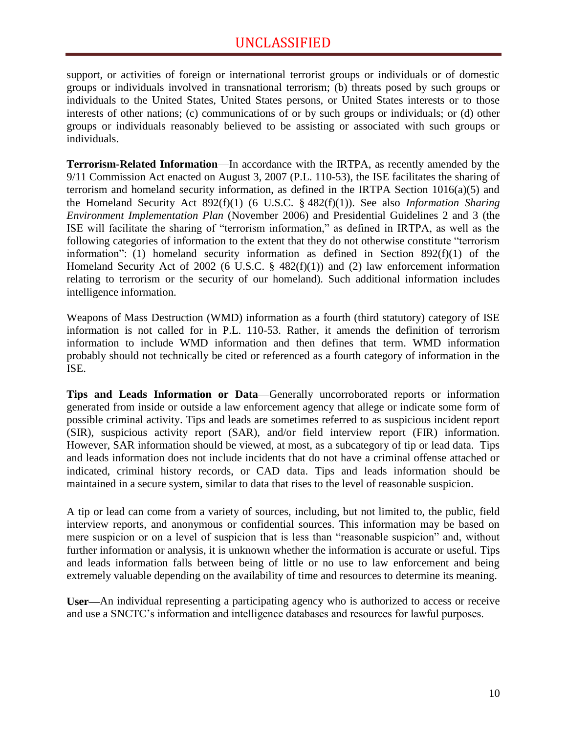support, or activities of foreign or international terrorist groups or individuals or of domestic groups or individuals involved in transnational terrorism; (b) threats posed by such groups or individuals to the United States, United States persons, or United States interests or to those interests of other nations; (c) communications of or by such groups or individuals; or (d) other groups or individuals reasonably believed to be assisting or associated with such groups or individuals.

**Terrorism-Related Information**—In accordance with the IRTPA, as recently amended by the 9/11 Commission Act enacted on August 3, 2007 (P.L. 110-53), the ISE facilitates the sharing of terrorism and homeland security information, as defined in the IRTPA Section 1016(a)(5) and the Homeland Security Act 892(f)(1) (6 U.S.C. § 482(f)(1)). See also *Information Sharing Environment Implementation Plan* (November 2006) and Presidential Guidelines 2 and 3 (the ISE will facilitate the sharing of "terrorism information," as defined in IRTPA, as well as the following categories of information to the extent that they do not otherwise constitute "terrorism information": (1) homeland security information as defined in Section 892(f)(1) of the Homeland Security Act of 2002 (6 U.S.C. § 482(f)(1)) and (2) law enforcement information relating to terrorism or the security of our homeland). Such additional information includes intelligence information.

Weapons of Mass Destruction (WMD) information as a fourth (third statutory) category of ISE information is not called for in P.L. 110-53. Rather, it amends the definition of terrorism information to include WMD information and then defines that term. WMD information probably should not technically be cited or referenced as a fourth category of information in the ISE.

**Tips and Leads Information or Data**—Generally uncorroborated reports or information generated from inside or outside a law enforcement agency that allege or indicate some form of possible criminal activity. Tips and leads are sometimes referred to as suspicious incident report (SIR), suspicious activity report (SAR), and/or field interview report (FIR) information. However, SAR information should be viewed, at most, as a subcategory of tip or lead data. Tips and leads information does not include incidents that do not have a criminal offense attached or indicated, criminal history records, or CAD data. Tips and leads information should be maintained in a secure system, similar to data that rises to the level of reasonable suspicion.

A tip or lead can come from a variety of sources, including, but not limited to, the public, field interview reports, and anonymous or confidential sources. This information may be based on mere suspicion or on a level of suspicion that is less than "reasonable suspicion" and, without further information or analysis, it is unknown whether the information is accurate or useful. Tips and leads information falls between being of little or no use to law enforcement and being extremely valuable depending on the availability of time and resources to determine its meaning.

**User—**An individual representing a participating agency who is authorized to access or receive and use a SNCTC's information and intelligence databases and resources for lawful purposes.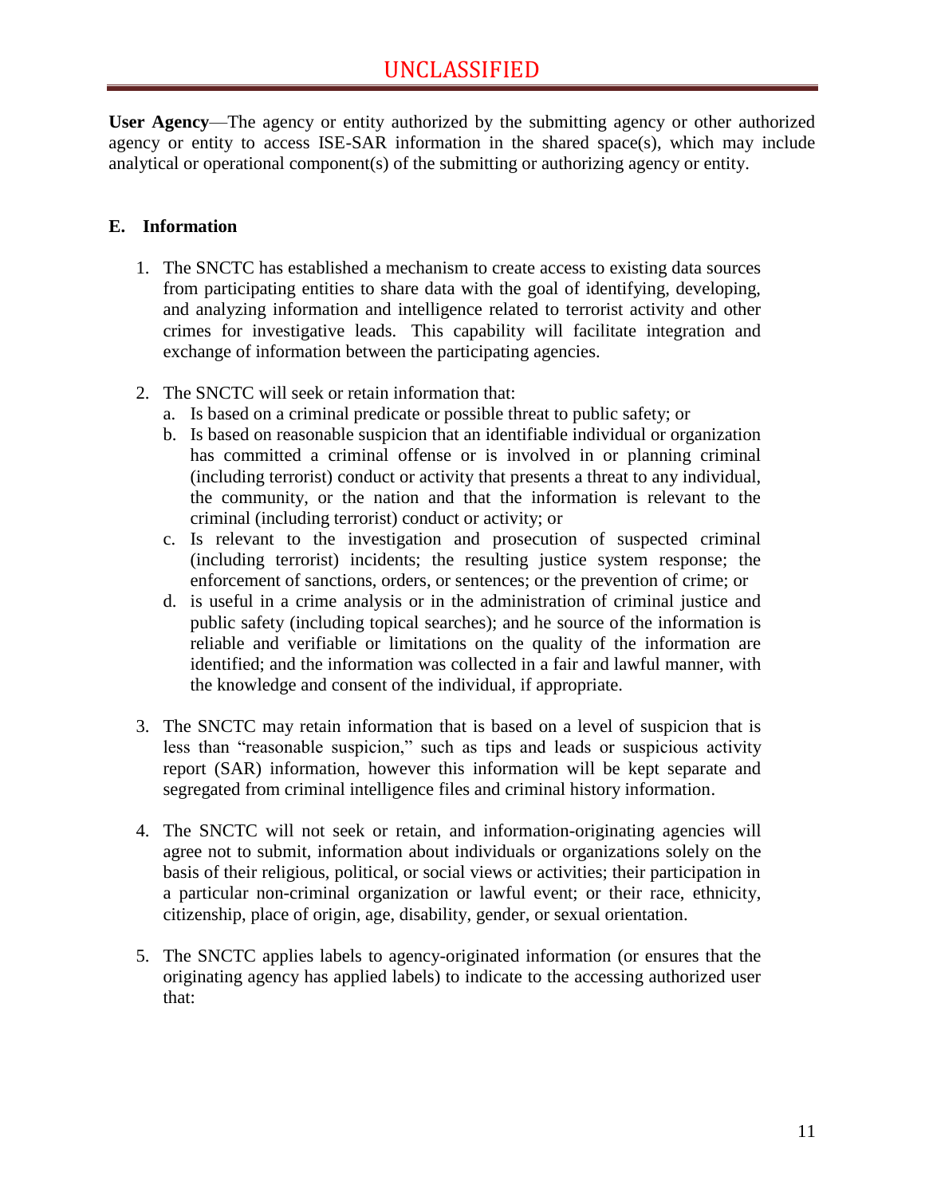**User Agency**—The agency or entity authorized by the submitting agency or other authorized agency or entity to access ISE-SAR information in the shared space(s), which may include analytical or operational component(s) of the submitting or authorizing agency or entity.

## E. Information

1. The SNCTC has established a mechanism to create access to existing data sources from participating entities to share data with the goal of identifying, developing, and analyzing information and intelligence related to terrorist activity and other crimes for investigative leads. This capability will facilitate integration and exchange of information between the participating agencies.

2. The SNCTC will seek or retain information that:
   a. Is based on a criminal predicate or possible threat to public safety; or
   b. Is based on reasonable suspicion that an identifiable individual or organization has committed a criminal offense or is involved in or planning criminal (including terrorist) conduct or activity that presents a threat to any individual, the community, or the nation and that the information is relevant to the criminal (including terrorist) conduct or activity; or
   c. Is relevant to the investigation and prosecution of suspected criminal (including terrorist) incidents; the resulting justice system response; the enforcement of sanctions, orders, or sentences; or the prevention of crime; or
   d. is useful in a crime analysis or in the administration of criminal justice and public safety (including topical searches); and he source of the information is reliable and verifiable or limitations on the quality of the information are identified; and the information was collected in a fair and lawful manner, with the knowledge and consent of the individual, if appropriate.

3. The SNCTC may retain information that is based on a level of suspicion that is less than "reasonable suspicion," such as tips and leads or suspicious activity report (SAR) information, however this information will be kept separate and segregated from criminal intelligence files and criminal history information.

4. The SNCTC will not seek or retain, and information-originating agencies will agree not to submit, information about individuals or organizations solely on the basis of their religious, political, or social views or activities; their participation in a particular non-criminal organization or lawful event; or their race, ethnicity, citizenship, place of origin, age, disability, gender, or sexual orientation.

5. The SNCTC applies labels to agency-originated information (or ensures that the originating agency has applied labels) to indicate to the accessing authorized user that: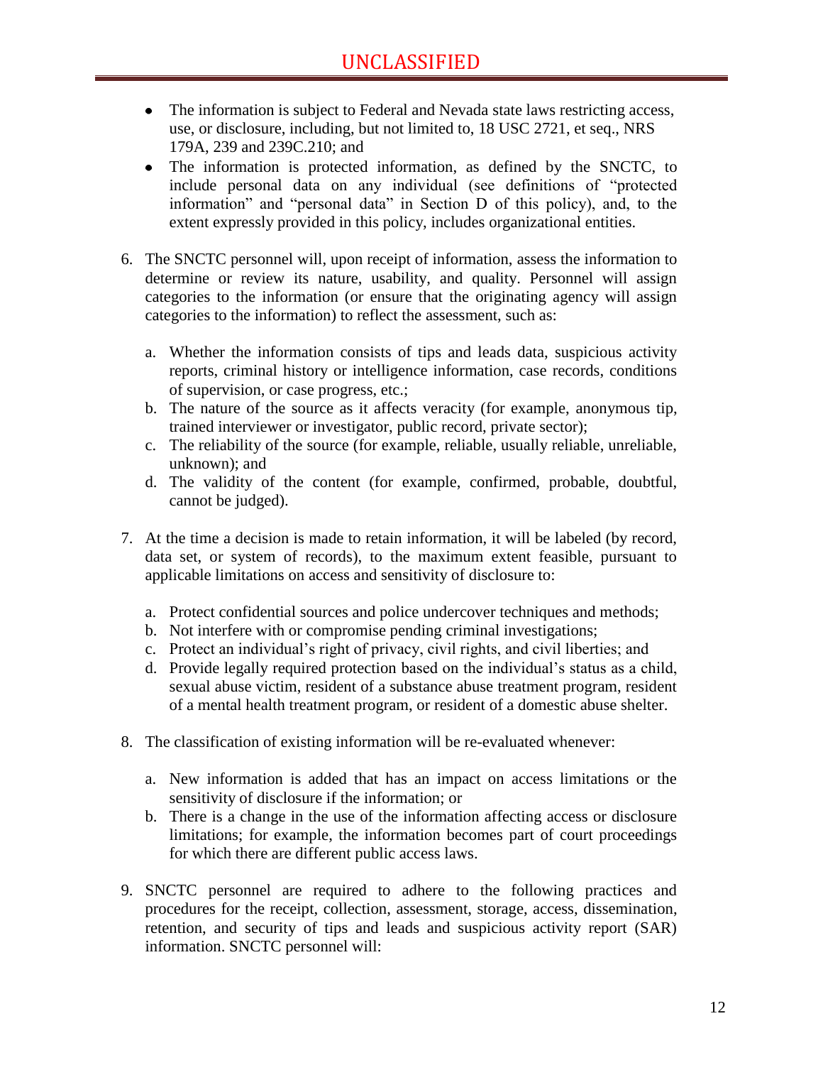- The information is subject to Federal and Nevada state laws restricting access, use, or disclosure, including, but not limited to, 18 USC 2721, et seq., NRS 179A, 239 and 239C.210; and
- The information is protected information, as defined by the SNCTC, to include personal data on any individual (see definitions of "protected information" and "personal data" in Section D of this policy), and, to the extent expressly provided in this policy, includes organizational entities.

6. The SNCTC personnel will, upon receipt of information, assess the information to determine or review its nature, usability, and quality. Personnel will assign categories to the information (or ensure that the originating agency will assign categories to the information) to reflect the assessment, such as:

   a. Whether the information consists of tips and leads data, suspicious activity reports, criminal history or intelligence information, case records, conditions of supervision, or case progress, etc.;
   b. The nature of the source as it affects veracity (for example, anonymous tip, trained interviewer or investigator, public record, private sector);
   c. The reliability of the source (for example, reliable, usually reliable, unreliable, unknown); and
   d. The validity of the content (for example, confirmed, probable, doubtful, cannot be judged).

7. At the time a decision is made to retain information, it will be labeled (by record, data set, or system of records), to the maximum extent feasible, pursuant to applicable limitations on access and sensitivity of disclosure to:

   a. Protect confidential sources and police undercover techniques and methods;
   b. Not interfere with or compromise pending criminal investigations;
   c. Protect an individual's right of privacy, civil rights, and civil liberties; and
   d. Provide legally required protection based on the individual's status as a child, sexual abuse victim, resident of a substance abuse treatment program, resident of a mental health treatment program, or resident of a domestic abuse shelter.

8. The classification of existing information will be re-evaluated whenever:

   a. New information is added that has an impact on access limitations or the sensitivity of disclosure if the information; or
   b. There is a change in the use of the information affecting access or disclosure limitations; for example, the information becomes part of court proceedings for which there are different public access laws.

9. SNCTC personnel are required to adhere to the following practices and procedures for the receipt, collection, assessment, storage, access, dissemination, retention, and security of tips and leads and suspicious activity report (SAR) information. SNCTC personnel will: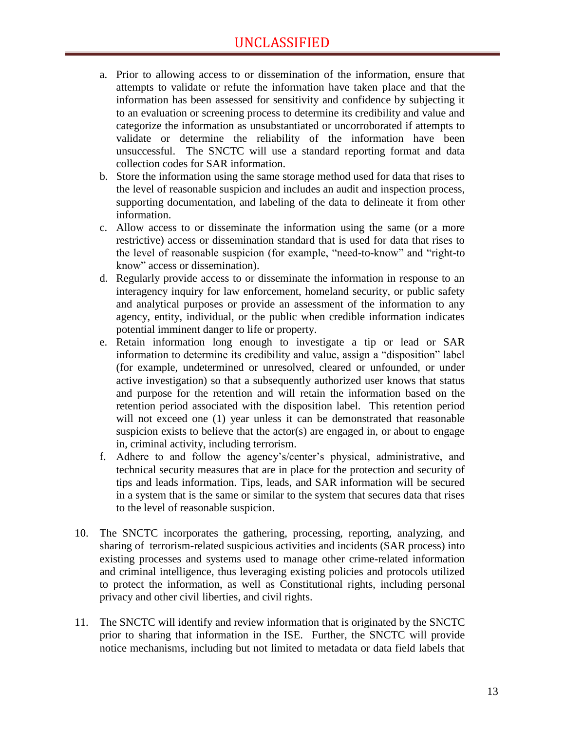a. Prior to allowing access to or dissemination of the information, ensure that attempts to validate or refute the information have taken place and that the information has been assessed for sensitivity and confidence by subjecting it to an evaluation or screening process to determine its credibility and value and categorize the information as unsubstantiated or uncorroborated if attempts to validate or determine the reliability of the information have been unsuccessful. The SNCTC will use a standard reporting format and data collection codes for SAR information.
b. Store the information using the same storage method used for data that rises to the level of reasonable suspicion and includes an audit and inspection process, supporting documentation, and labeling of the data to delineate it from other information.
c. Allow access to or disseminate the information using the same (or a more restrictive) access or dissemination standard that is used for data that rises to the level of reasonable suspicion (for example, "need-to-know" and "right-to know" access or dissemination).
d. Regularly provide access to or disseminate the information in response to an interagency inquiry for law enforcement, homeland security, or public safety and analytical purposes or provide an assessment of the information to any agency, entity, individual, or the public when credible information indicates potential imminent danger to life or property.
e. Retain information long enough to investigate a tip or lead or SAR information to determine its credibility and value, assign a "disposition" label (for example, undetermined or unresolved, cleared or unfounded, or under active investigation) so that a subsequently authorized user knows that status and purpose for the retention and will retain the information based on the retention period associated with the disposition label. This retention period will not exceed one (1) year unless it can be demonstrated that reasonable suspicion exists to believe that the actor(s) are engaged in, or about to engage in, criminal activity, including terrorism.
f. Adhere to and follow the agency's/center's physical, administrative, and technical security measures that are in place for the protection and security of tips and leads information. Tips, leads, and SAR information will be secured in a system that is the same or similar to the system that secures data that rises to the level of reasonable suspicion.

10. The SNCTC incorporates the gathering, processing, reporting, analyzing, and sharing of terrorism-related suspicious activities and incidents (SAR process) into existing processes and systems used to manage other crime-related information and criminal intelligence, thus leveraging existing policies and protocols utilized to protect the information, as well as Constitutional rights, including personal privacy and other civil liberties, and civil rights.

11. The SNCTC will identify and review information that is originated by the SNCTC prior to sharing that information in the ISE. Further, the SNCTC will provide notice mechanisms, including but not limited to metadata or data field labels that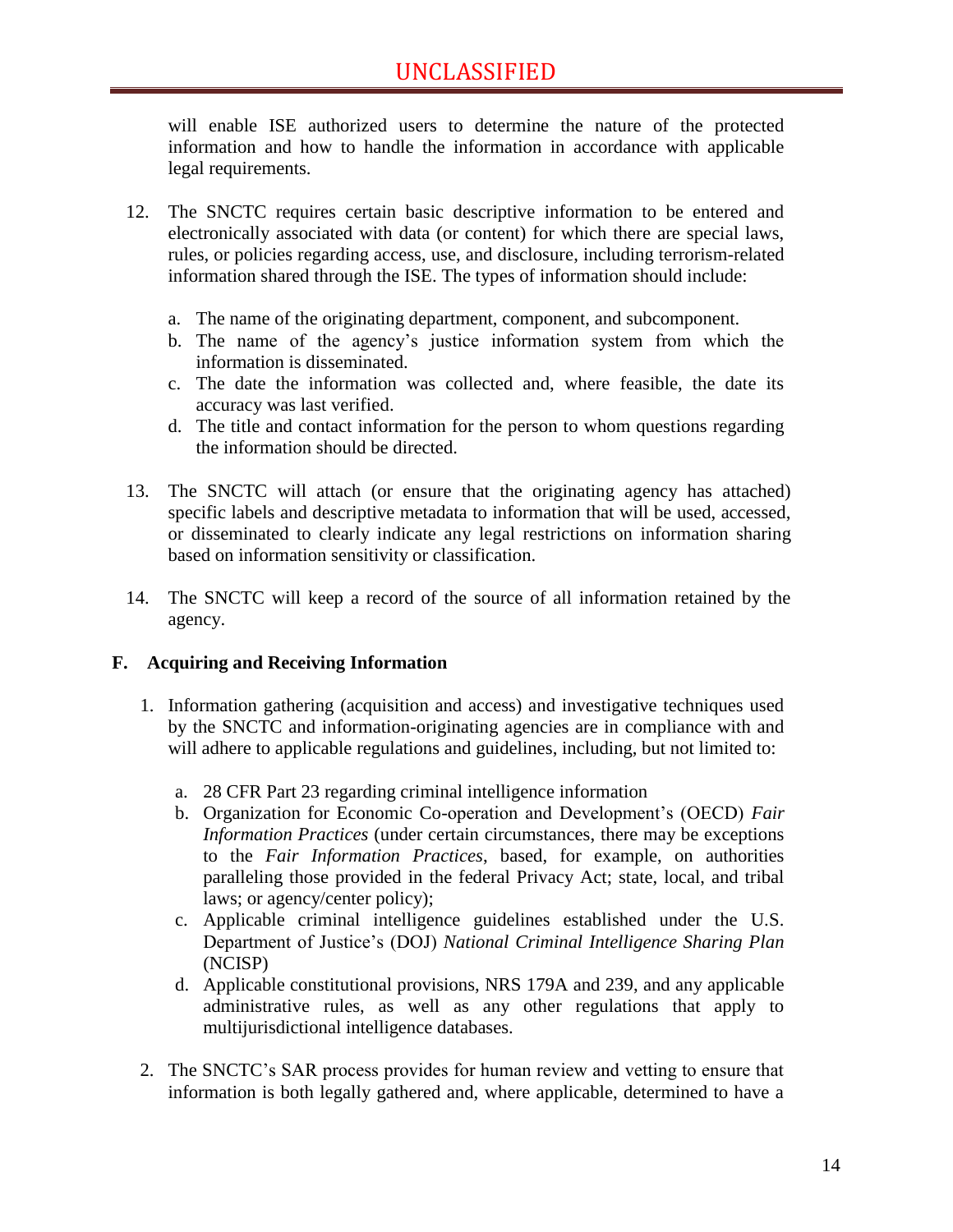will enable ISE authorized users to determine the nature of the protected information and how to handle the information in accordance with applicable legal requirements.

12. The SNCTC requires certain basic descriptive information to be entered and electronically associated with data (or content) for which there are special laws, rules, or policies regarding access, use, and disclosure, including terrorism-related information shared through the ISE. The types of information should include:

    a. The name of the originating department, component, and subcomponent.
    b. The name of the agency's justice information system from which the information is disseminated.
    c. The date the information was collected and, where feasible, the date its accuracy was last verified.
    d. The title and contact information for the person to whom questions regarding the information should be directed.

13. The SNCTC will attach (or ensure that the originating agency has attached) specific labels and descriptive metadata to information that will be used, accessed, or disseminated to clearly indicate any legal restrictions on information sharing based on information sensitivity or classification.

14. The SNCTC will keep a record of the source of all information retained by the agency.

## F. Acquiring and Receiving Information

1. Information gathering (acquisition and access) and investigative techniques used by the SNCTC and information-originating agencies are in compliance with and will adhere to applicable regulations and guidelines, including, but not limited to:

    a. 28 CFR Part 23 regarding criminal intelligence information
    b. Organization for Economic Co-operation and Development's (OECD) *Fair Information Practices* (under certain circumstances, there may be exceptions to the *Fair Information Practices*, based, for example, on authorities paralleling those provided in the federal Privacy Act; state, local, and tribal laws; or agency/center policy);
    c. Applicable criminal intelligence guidelines established under the U.S. Department of Justice's (DOJ) *National Criminal Intelligence Sharing Plan* (NCISP)
    d. Applicable constitutional provisions, NRS 179A and 239, and any applicable administrative rules, as well as any other regulations that apply to multijurisdictional intelligence databases.

2. The SNCTC's SAR process provides for human review and vetting to ensure that information is both legally gathered and, where applicable, determined to have a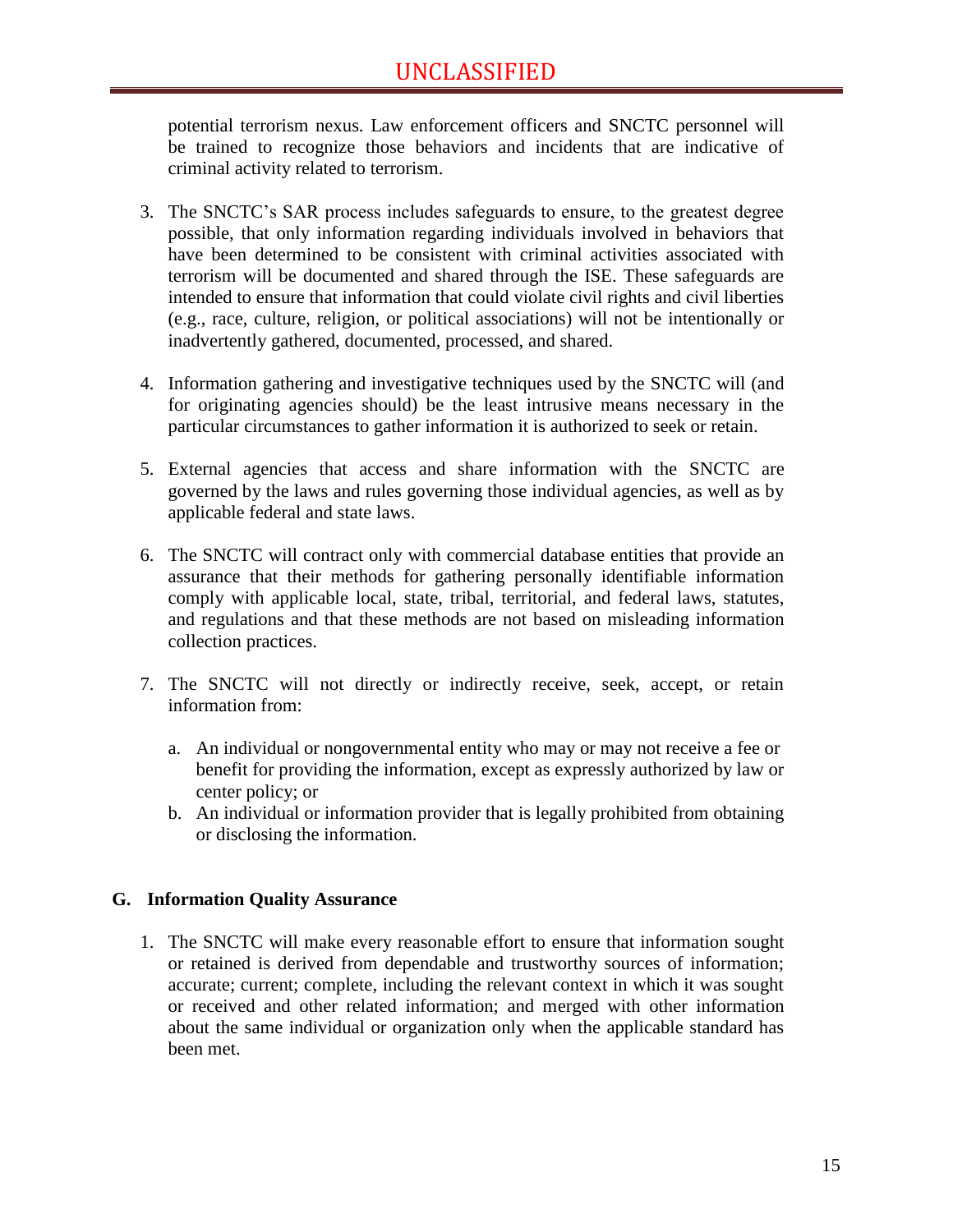potential terrorism nexus. Law enforcement officers and SNCTC personnel will be trained to recognize those behaviors and incidents that are indicative of criminal activity related to terrorism.

3. The SNCTC's SAR process includes safeguards to ensure, to the greatest degree possible, that only information regarding individuals involved in behaviors that have been determined to be consistent with criminal activities associated with terrorism will be documented and shared through the ISE. These safeguards are intended to ensure that information that could violate civil rights and civil liberties (e.g., race, culture, religion, or political associations) will not be intentionally or inadvertently gathered, documented, processed, and shared.

4. Information gathering and investigative techniques used by the SNCTC will (and for originating agencies should) be the least intrusive means necessary in the particular circumstances to gather information it is authorized to seek or retain.

5. External agencies that access and share information with the SNCTC are governed by the laws and rules governing those individual agencies, as well as by applicable federal and state laws.

6. The SNCTC will contract only with commercial database entities that provide an assurance that their methods for gathering personally identifiable information comply with applicable local, state, tribal, territorial, and federal laws, statutes, and regulations and that these methods are not based on misleading information collection practices.

7. The SNCTC will not directly or indirectly receive, seek, accept, or retain information from:

   a. An individual or nongovernmental entity who may or may not receive a fee or benefit for providing the information, except as expressly authorized by law or center policy; or
   b. An individual or information provider that is legally prohibited from obtaining or disclosing the information.

## G. Information Quality Assurance

1. The SNCTC will make every reasonable effort to ensure that information sought or retained is derived from dependable and trustworthy sources of information; accurate; current; complete, including the relevant context in which it was sought or received and other related information; and merged with other information about the same individual or organization only when the applicable standard has been met.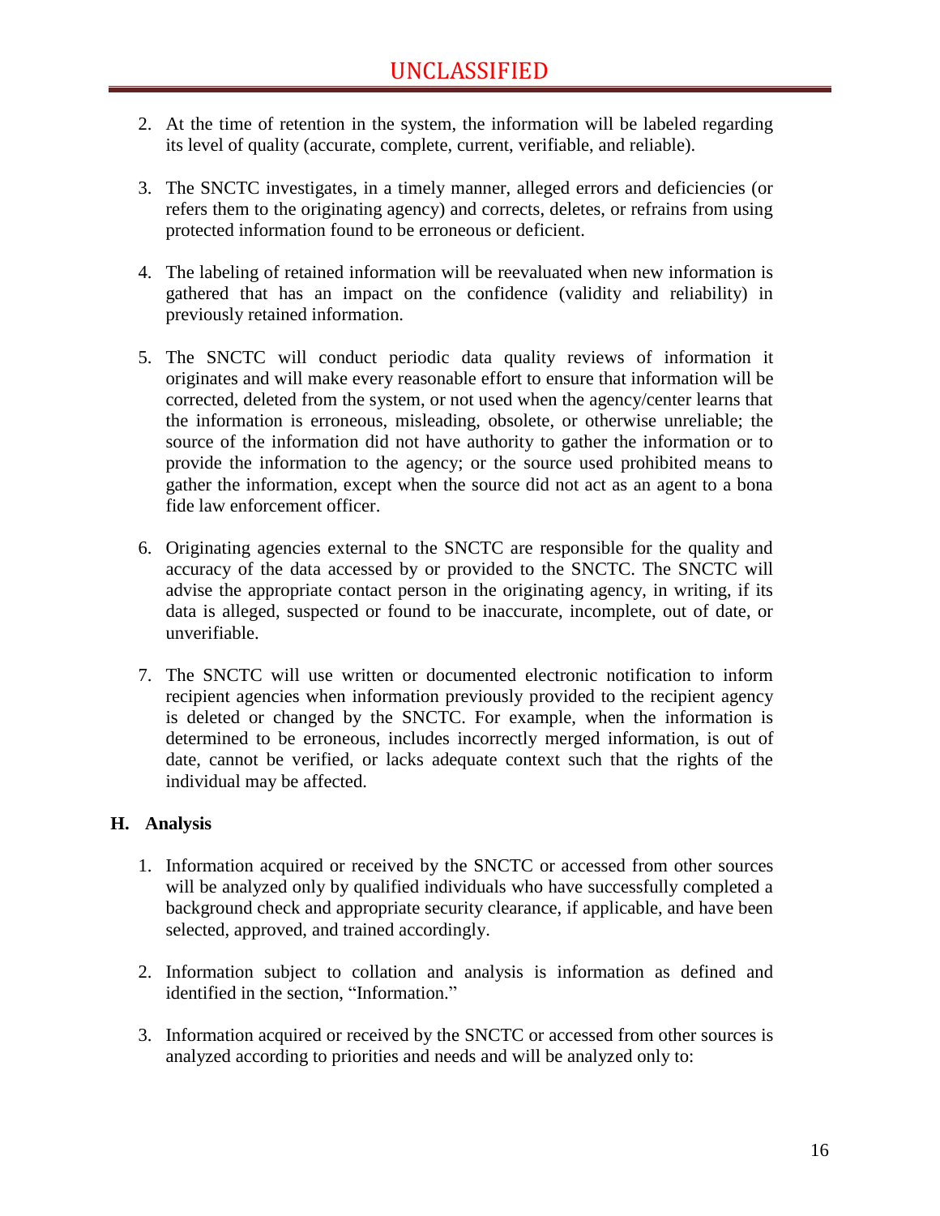2. At the time of retention in the system, the information will be labeled regarding its level of quality (accurate, complete, current, verifiable, and reliable).

3. The SNCTC investigates, in a timely manner, alleged errors and deficiencies (or refers them to the originating agency) and corrects, deletes, or refrains from using protected information found to be erroneous or deficient.

4. The labeling of retained information will be reevaluated when new information is gathered that has an impact on the confidence (validity and reliability) in previously retained information.

5. The SNCTC will conduct periodic data quality reviews of information it originates and will make every reasonable effort to ensure that information will be corrected, deleted from the system, or not used when the agency/center learns that the information is erroneous, misleading, obsolete, or otherwise unreliable; the source of the information did not have authority to gather the information or to provide the information to the agency; or the source used prohibited means to gather the information, except when the source did not act as an agent to a bona fide law enforcement officer.

6. Originating agencies external to the SNCTC are responsible for the quality and accuracy of the data accessed by or provided to the SNCTC. The SNCTC will advise the appropriate contact person in the originating agency, in writing, if its data is alleged, suspected or found to be inaccurate, incomplete, out of date, or unverifiable.

7. The SNCTC will use written or documented electronic notification to inform recipient agencies when information previously provided to the recipient agency is deleted or changed by the SNCTC. For example, when the information is determined to be erroneous, includes incorrectly merged information, is out of date, cannot be verified, or lacks adequate context such that the rights of the individual may be affected.

## H. Analysis

1. Information acquired or received by the SNCTC or accessed from other sources will be analyzed only by qualified individuals who have successfully completed a background check and appropriate security clearance, if applicable, and have been selected, approved, and trained accordingly.

2. Information subject to collation and analysis is information as defined and identified in the section, "Information."

3. Information acquired or received by the SNCTC or accessed from other sources is analyzed according to priorities and needs and will be analyzed only to: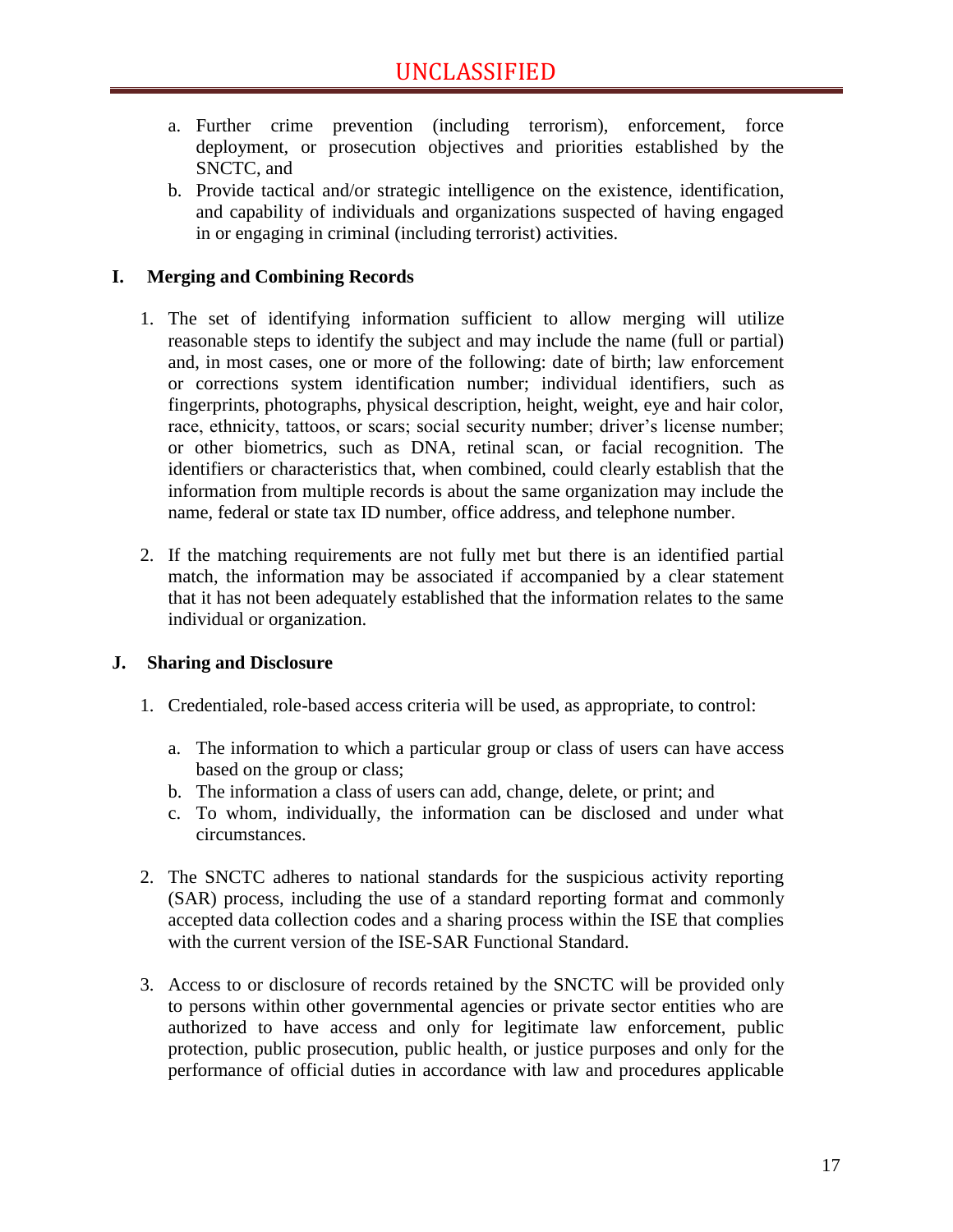a. Further crime prevention (including terrorism), enforcement, force deployment, or prosecution objectives and priorities established by the SNCTC, and
b. Provide tactical and/or strategic intelligence on the existence, identification, and capability of individuals and organizations suspected of having engaged in or engaging in criminal (including terrorist) activities.

## I. Merging and Combining Records

1. The set of identifying information sufficient to allow merging will utilize reasonable steps to identify the subject and may include the name (full or partial) and, in most cases, one or more of the following: date of birth; law enforcement or corrections system identification number; individual identifiers, such as fingerprints, photographs, physical description, height, weight, eye and hair color, race, ethnicity, tattoos, or scars; social security number; driver's license number; or other biometrics, such as DNA, retinal scan, or facial recognition. The identifiers or characteristics that, when combined, could clearly establish that the information from multiple records is about the same organization may include the name, federal or state tax ID number, office address, and telephone number.

2. If the matching requirements are not fully met but there is an identified partial match, the information may be associated if accompanied by a clear statement that it has not been adequately established that the information relates to the same individual or organization.

## J. Sharing and Disclosure

1. Credentialed, role-based access criteria will be used, as appropriate, to control:

   a. The information to which a particular group or class of users can have access based on the group or class;
   b. The information a class of users can add, change, delete, or print; and
   c. To whom, individually, the information can be disclosed and under what circumstances.

2. The SNCTC adheres to national standards for the suspicious activity reporting (SAR) process, including the use of a standard reporting format and commonly accepted data collection codes and a sharing process within the ISE that complies with the current version of the ISE-SAR Functional Standard.

3. Access to or disclosure of records retained by the SNCTC will be provided only to persons within other governmental agencies or private sector entities who are authorized to have access and only for legitimate law enforcement, public protection, public prosecution, public health, or justice purposes and only for the performance of official duties in accordance with law and procedures applicable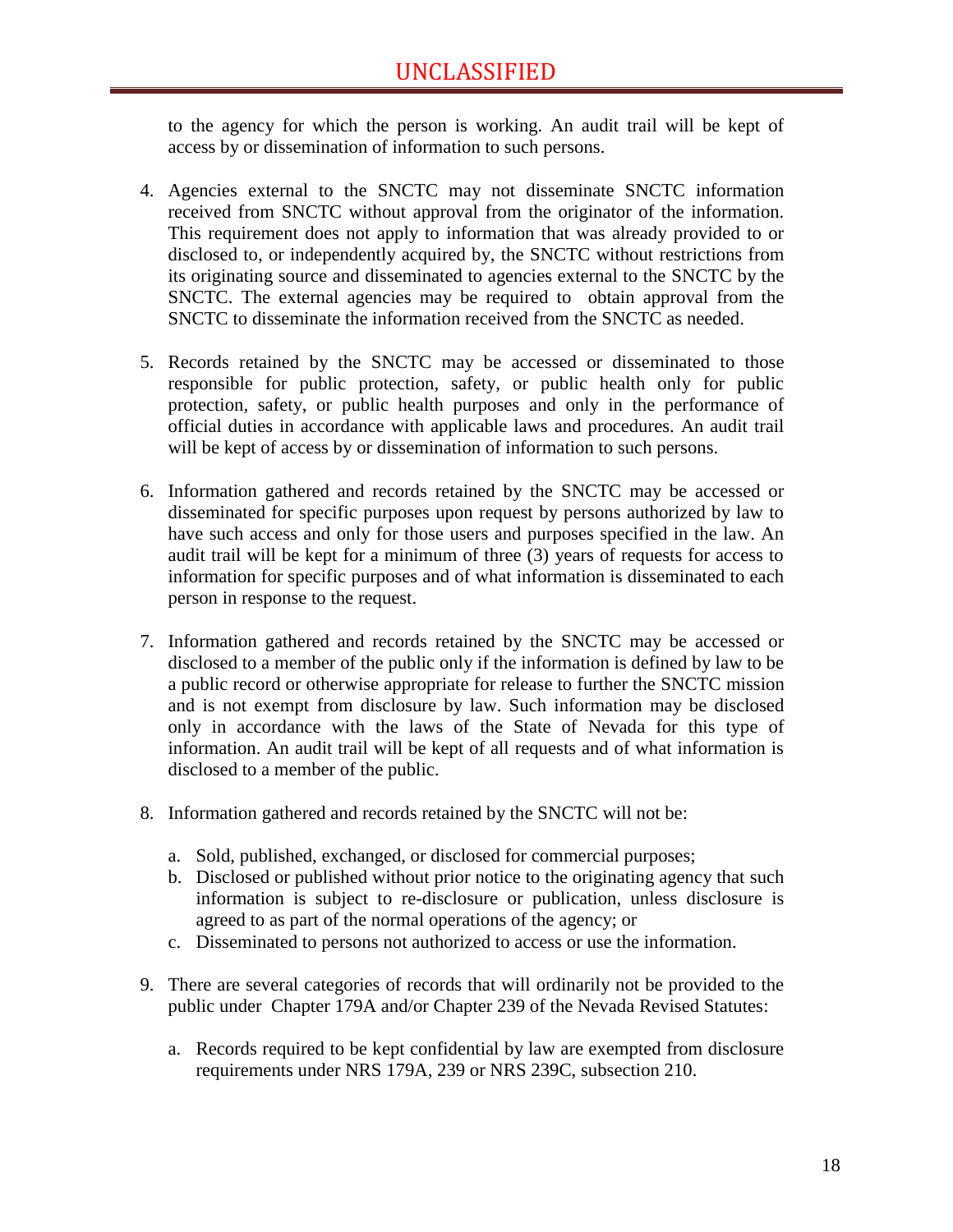to the agency for which the person is working. An audit trail will be kept of access by or dissemination of information to such persons.

4. Agencies external to the SNCTC may not disseminate SNCTC information received from SNCTC without approval from the originator of the information. This requirement does not apply to information that was already provided to or disclosed to, or independently acquired by, the SNCTC without restrictions from its originating source and disseminated to agencies external to the SNCTC by the SNCTC. The external agencies may be required to obtain approval from the SNCTC to disseminate the information received from the SNCTC as needed.

5. Records retained by the SNCTC may be accessed or disseminated to those responsible for public protection, safety, or public health only for public protection, safety, or public health purposes and only in the performance of official duties in accordance with applicable laws and procedures. An audit trail will be kept of access by or dissemination of information to such persons.

6. Information gathered and records retained by the SNCTC may be accessed or disseminated for specific purposes upon request by persons authorized by law to have such access and only for those users and purposes specified in the law. An audit trail will be kept for a minimum of three (3) years of requests for access to information for specific purposes and of what information is disseminated to each person in response to the request.

7. Information gathered and records retained by the SNCTC may be accessed or disclosed to a member of the public only if the information is defined by law to be a public record or otherwise appropriate for release to further the SNCTC mission and is not exempt from disclosure by law. Such information may be disclosed only in accordance with the laws of the State of Nevada for this type of information. An audit trail will be kept of all requests and of what information is disclosed to a member of the public.

8. Information gathered and records retained by the SNCTC will not be:

   a. Sold, published, exchanged, or disclosed for commercial purposes;
   b. Disclosed or published without prior notice to the originating agency that such information is subject to re-disclosure or publication, unless disclosure is agreed to as part of the normal operations of the agency; or
   c. Disseminated to persons not authorized to access or use the information.

9. There are several categories of records that will ordinarily not be provided to the public under Chapter 179A and/or Chapter 239 of the Nevada Revised Statutes:

   a. Records required to be kept confidential by law are exempted from disclosure requirements under NRS 179A, 239 or NRS 239C, subsection 210.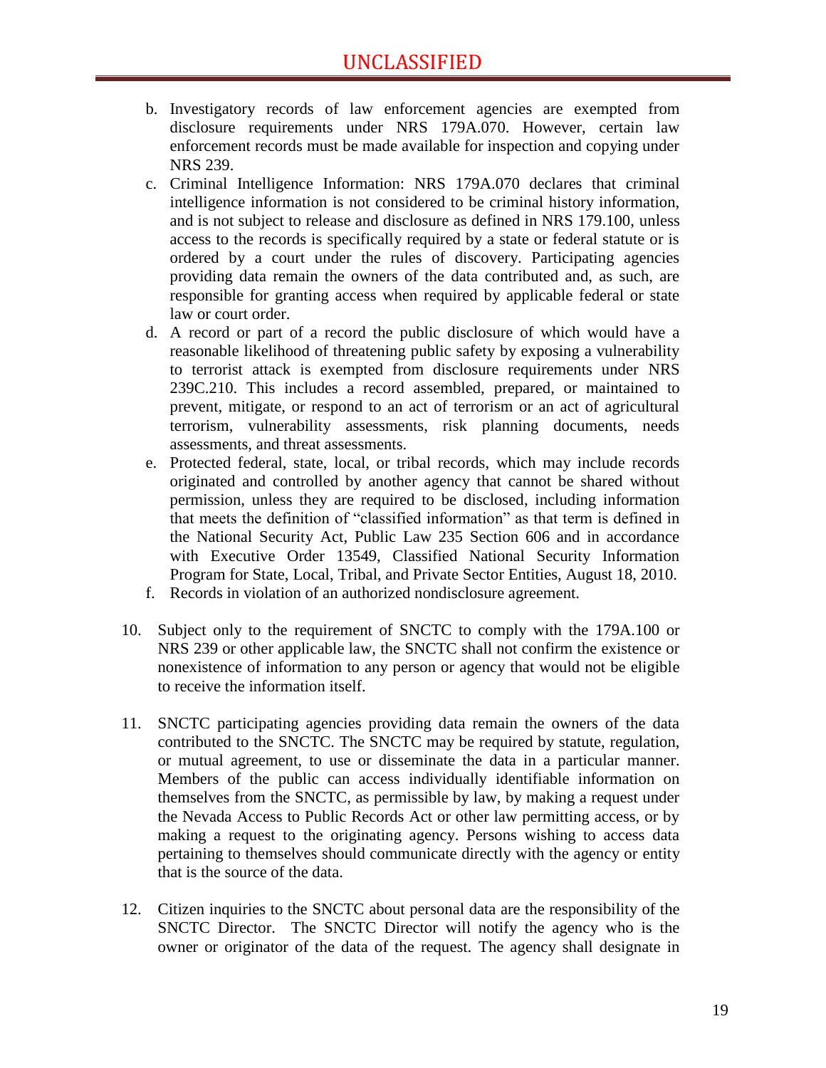b. Investigatory records of law enforcement agencies are exempted from disclosure requirements under NRS 179A.070. However, certain law enforcement records must be made available for inspection and copying under NRS 239.

c. Criminal Intelligence Information: NRS 179A.070 declares that criminal intelligence information is not considered to be criminal history information, and is not subject to release and disclosure as defined in NRS 179.100, unless access to the records is specifically required by a state or federal statute or is ordered by a court under the rules of discovery. Participating agencies providing data remain the owners of the data contributed and, as such, are responsible for granting access when required by applicable federal or state law or court order.

d. A record or part of a record the public disclosure of which would have a reasonable likelihood of threatening public safety by exposing a vulnerability to terrorist attack is exempted from disclosure requirements under NRS 239C.210. This includes a record assembled, prepared, or maintained to prevent, mitigate, or respond to an act of terrorism or an act of agricultural terrorism, vulnerability assessments, risk planning documents, needs assessments, and threat assessments.

e. Protected federal, state, local, or tribal records, which may include records originated and controlled by another agency that cannot be shared without permission, unless they are required to be disclosed, including information that meets the definition of "classified information" as that term is defined in the National Security Act, Public Law 235 Section 606 and in accordance with Executive Order 13549, Classified National Security Information Program for State, Local, Tribal, and Private Sector Entities, August 18, 2010.

f. Records in violation of an authorized nondisclosure agreement.

10. Subject only to the requirement of SNCTC to comply with the 179A.100 or NRS 239 or other applicable law, the SNCTC shall not confirm the existence or nonexistence of information to any person or agency that would not be eligible to receive the information itself.

11. SNCTC participating agencies providing data remain the owners of the data contributed to the SNCTC. The SNCTC may be required by statute, regulation, or mutual agreement, to use or disseminate the data in a particular manner. Members of the public can access individually identifiable information on themselves from the SNCTC, as permissible by law, by making a request under the Nevada Access to Public Records Act or other law permitting access, or by making a request to the originating agency. Persons wishing to access data pertaining to themselves should communicate directly with the agency or entity that is the source of the data.

12. Citizen inquiries to the SNCTC about personal data are the responsibility of the SNCTC Director. The SNCTC Director will notify the agency who is the owner or originator of the data of the request. The agency shall designate in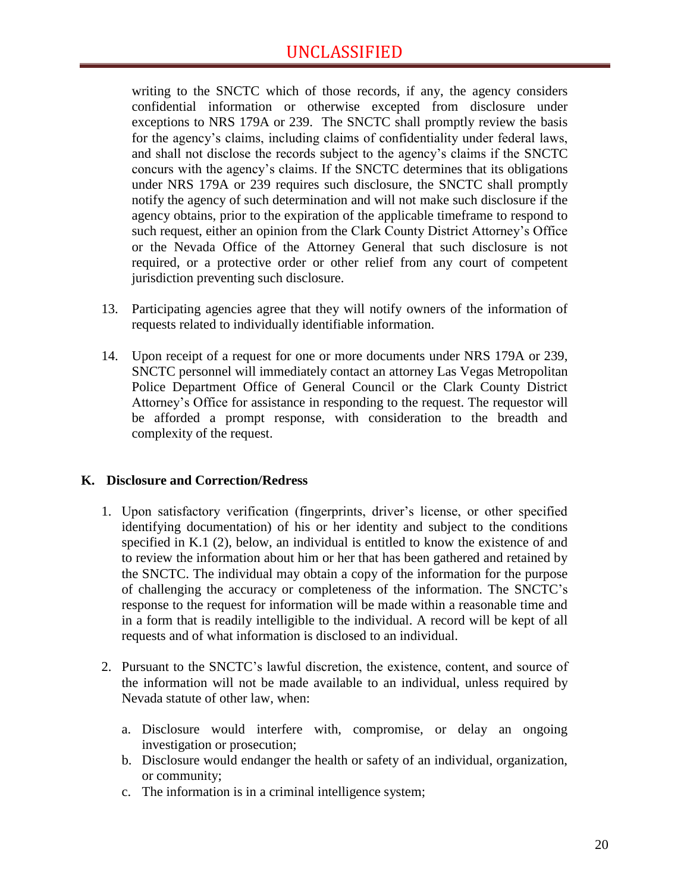writing to the SNCTC which of those records, if any, the agency considers confidential information or otherwise excepted from disclosure under exceptions to NRS 179A or 239. The SNCTC shall promptly review the basis for the agency's claims, including claims of confidentiality under federal laws, and shall not disclose the records subject to the agency's claims if the SNCTC concurs with the agency's claims. If the SNCTC determines that its obligations under NRS 179A or 239 requires such disclosure, the SNCTC shall promptly notify the agency of such determination and will not make such disclosure if the agency obtains, prior to the expiration of the applicable timeframe to respond to such request, either an opinion from the Clark County District Attorney's Office or the Nevada Office of the Attorney General that such disclosure is not required, or a protective order or other relief from any court of competent jurisdiction preventing such disclosure.

13. Participating agencies agree that they will notify owners of the information of requests related to individually identifiable information.

14. Upon receipt of a request for one or more documents under NRS 179A or 239, SNCTC personnel will immediately contact an attorney Las Vegas Metropolitan Police Department Office of General Council or the Clark County District Attorney's Office for assistance in responding to the request. The requestor will be afforded a prompt response, with consideration to the breadth and complexity of the request.

**K. Disclosure and Correction/Redress**

1. Upon satisfactory verification (fingerprints, driver's license, or other specified identifying documentation) of his or her identity and subject to the conditions specified in K.1 (2), below, an individual is entitled to know the existence of and to review the information about him or her that has been gathered and retained by the SNCTC. The individual may obtain a copy of the information for the purpose of challenging the accuracy or completeness of the information. The SNCTC's response to the request for information will be made within a reasonable time and in a form that is readily intelligible to the individual. A record will be kept of all requests and of what information is disclosed to an individual.

2. Pursuant to the SNCTC's lawful discretion, the existence, content, and source of the information will not be made available to an individual, unless required by Nevada statute of other law, when:

   a. Disclosure would interfere with, compromise, or delay an ongoing investigation or prosecution;
   b. Disclosure would endanger the health or safety of an individual, organization, or community;
   c. The information is in a criminal intelligence system;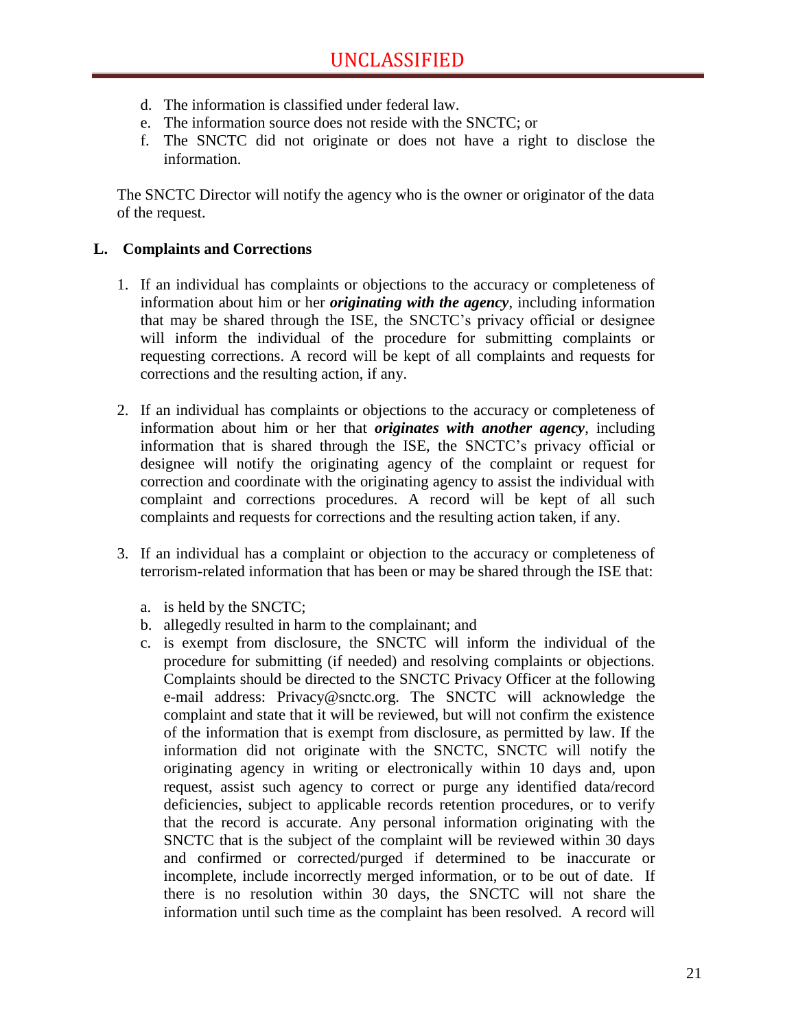d. The information is classified under federal law.
e. The information source does not reside with the SNCTC; or
f. The SNCTC did not originate or does not have a right to disclose the information.

The SNCTC Director will notify the agency who is the owner or originator of the data of the request.

**L. Complaints and Corrections**

1. If an individual has complaints or objections to the accuracy or completeness of information about him or her ***originating with the agency***, including information that may be shared through the ISE, the SNCTC's privacy official or designee will inform the individual of the procedure for submitting complaints or requesting corrections. A record will be kept of all complaints and requests for corrections and the resulting action, if any.

2. If an individual has complaints or objections to the accuracy or completeness of information about him or her that ***originates with another agency***, including information that is shared through the ISE, the SNCTC's privacy official or designee will notify the originating agency of the complaint or request for correction and coordinate with the originating agency to assist the individual with complaint and corrections procedures. A record will be kept of all such complaints and requests for corrections and the resulting action taken, if any.

3. If an individual has a complaint or objection to the accuracy or completeness of terrorism-related information that has been or may be shared through the ISE that:

   a. is held by the SNCTC;
   b. allegedly resulted in harm to the complainant; and
   c. is exempt from disclosure, the SNCTC will inform the individual of the procedure for submitting (if needed) and resolving complaints or objections. Complaints should be directed to the SNCTC Privacy Officer at the following e-mail address: Privacy@snctc.org. The SNCTC will acknowledge the complaint and state that it will be reviewed, but will not confirm the existence of the information that is exempt from disclosure, as permitted by law. If the information did not originate with the SNCTC, SNCTC will notify the originating agency in writing or electronically within 10 days and, upon request, assist such agency to correct or purge any identified data/record deficiencies, subject to applicable records retention procedures, or to verify that the record is accurate. Any personal information originating with the SNCTC that is the subject of the complaint will be reviewed within 30 days and confirmed or corrected/purged if determined to be inaccurate or incomplete, include incorrectly merged information, or to be out of date. If there is no resolution within 30 days, the SNCTC will not share the information until such time as the complaint has been resolved. A record will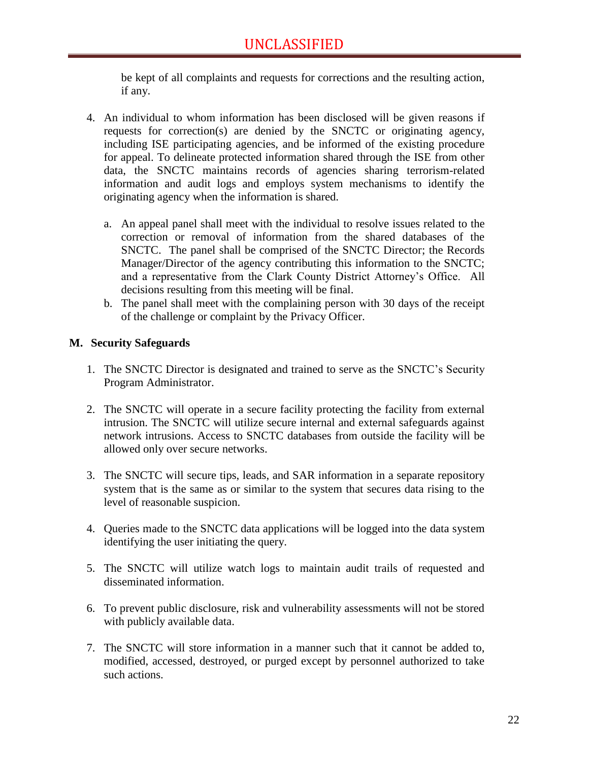be kept of all complaints and requests for corrections and the resulting action, if any.

4. An individual to whom information has been disclosed will be given reasons if requests for correction(s) are denied by the SNCTC or originating agency, including ISE participating agencies, and be informed of the existing procedure for appeal. To delineate protected information shared through the ISE from other data, the SNCTC maintains records of agencies sharing terrorism-related information and audit logs and employs system mechanisms to identify the originating agency when the information is shared.

   a. An appeal panel shall meet with the individual to resolve issues related to the correction or removal of information from the shared databases of the SNCTC. The panel shall be comprised of the SNCTC Director; the Records Manager/Director of the agency contributing this information to the SNCTC; and a representative from the Clark County District Attorney's Office. All decisions resulting from this meeting will be final.
   b. The panel shall meet with the complaining person with 30 days of the receipt of the challenge or complaint by the Privacy Officer.

**M. Security Safeguards**

1. The SNCTC Director is designated and trained to serve as the SNCTC's Security Program Administrator.

2. The SNCTC will operate in a secure facility protecting the facility from external intrusion. The SNCTC will utilize secure internal and external safeguards against network intrusions. Access to SNCTC databases from outside the facility will be allowed only over secure networks.

3. The SNCTC will secure tips, leads, and SAR information in a separate repository system that is the same as or similar to the system that secures data rising to the level of reasonable suspicion.

4. Queries made to the SNCTC data applications will be logged into the data system identifying the user initiating the query.

5. The SNCTC will utilize watch logs to maintain audit trails of requested and disseminated information.

6. To prevent public disclosure, risk and vulnerability assessments will not be stored with publicly available data.

7. The SNCTC will store information in a manner such that it cannot be added to, modified, accessed, destroyed, or purged except by personnel authorized to take such actions.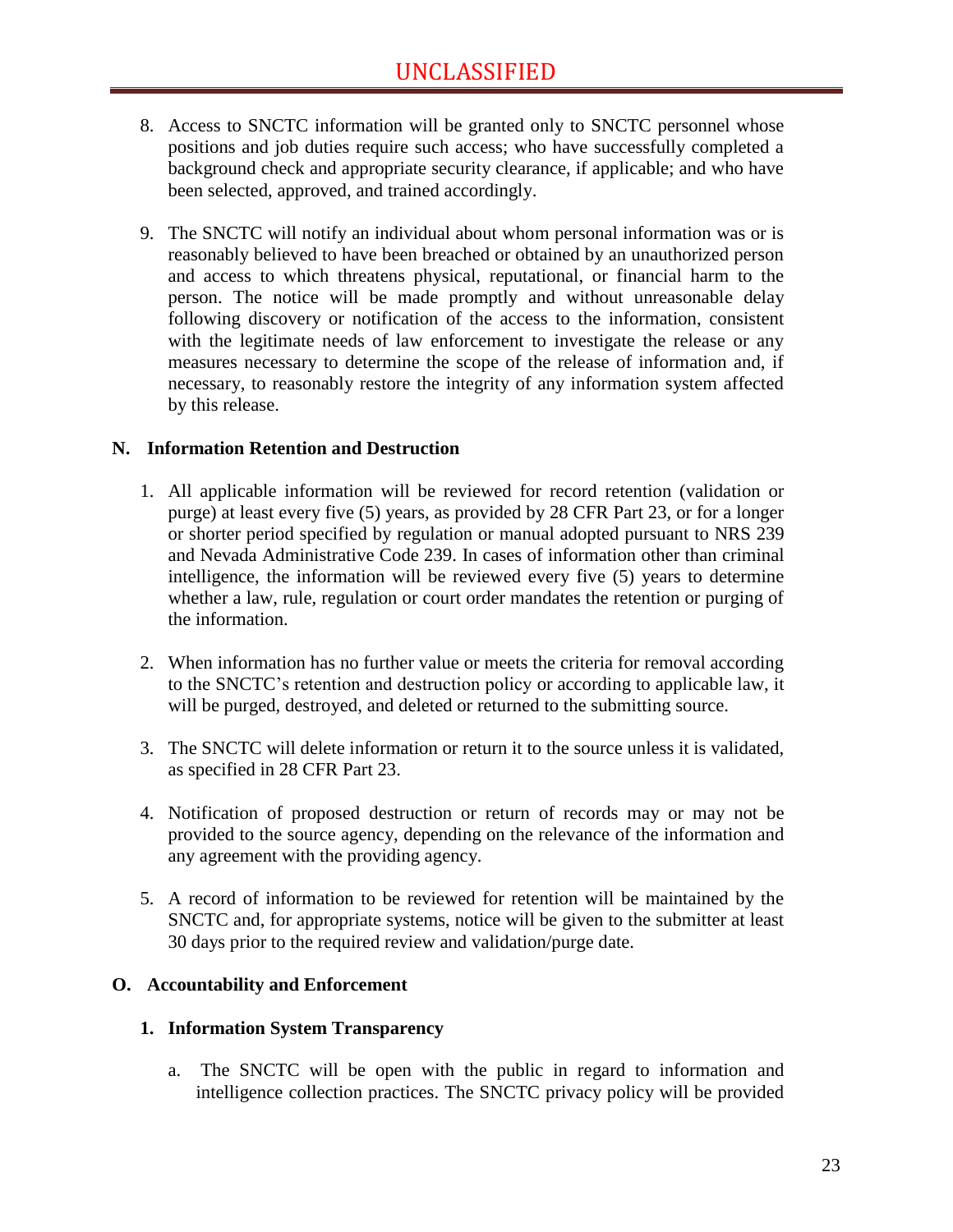8. Access to SNCTC information will be granted only to SNCTC personnel whose positions and job duties require such access; who have successfully completed a background check and appropriate security clearance, if applicable; and who have been selected, approved, and trained accordingly.

9. The SNCTC will notify an individual about whom personal information was or is reasonably believed to have been breached or obtained by an unauthorized person and access to which threatens physical, reputational, or financial harm to the person. The notice will be made promptly and without unreasonable delay following discovery or notification of the access to the information, consistent with the legitimate needs of law enforcement to investigate the release or any measures necessary to determine the scope of the release of information and, if necessary, to reasonably restore the integrity of any information system affected by this release.

## N. Information Retention and Destruction

1. All applicable information will be reviewed for record retention (validation or purge) at least every five (5) years, as provided by 28 CFR Part 23, or for a longer or shorter period specified by regulation or manual adopted pursuant to NRS 239 and Nevada Administrative Code 239. In cases of information other than criminal intelligence, the information will be reviewed every five (5) years to determine whether a law, rule, regulation or court order mandates the retention or purging of the information.

2. When information has no further value or meets the criteria for removal according to the SNCTC's retention and destruction policy or according to applicable law, it will be purged, destroyed, and deleted or returned to the submitting source.

3. The SNCTC will delete information or return it to the source unless it is validated, as specified in 28 CFR Part 23.

4. Notification of proposed destruction or return of records may or may not be provided to the source agency, depending on the relevance of the information and any agreement with the providing agency.

5. A record of information to be reviewed for retention will be maintained by the SNCTC and, for appropriate systems, notice will be given to the submitter at least 30 days prior to the required review and validation/purge date.

## O. Accountability and Enforcement

### 1. Information System Transparency

a. The SNCTC will be open with the public in regard to information and intelligence collection practices. The SNCTC privacy policy will be provided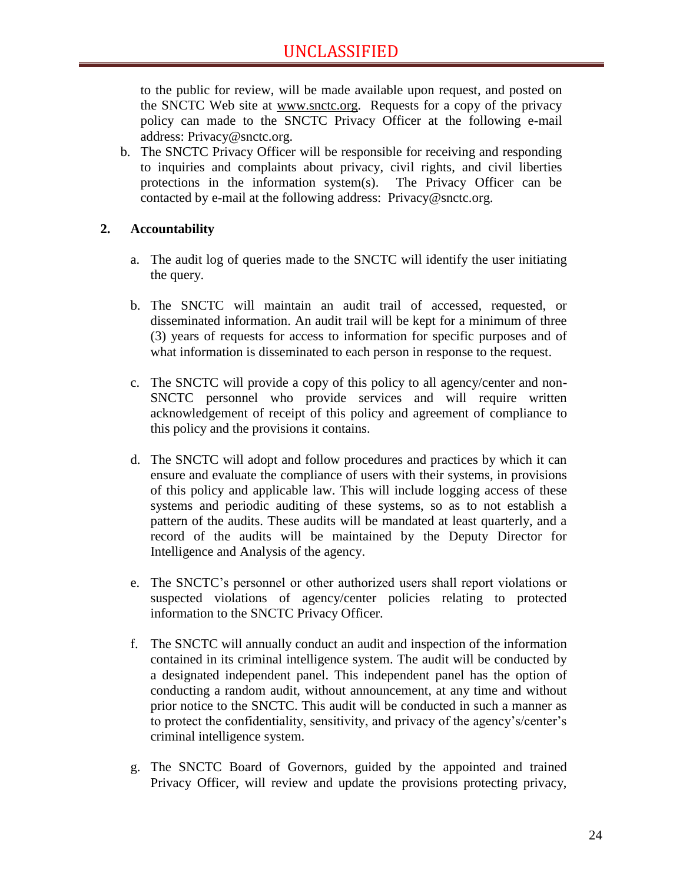to the public for review, will be made available upon request, and posted on the SNCTC Web site at www.snctc.org. Requests for a copy of the privacy policy can made to the SNCTC Privacy Officer at the following e-mail address: Privacy@snctc.org.

b. The SNCTC Privacy Officer will be responsible for receiving and responding to inquiries and complaints about privacy, civil rights, and civil liberties protections in the information system(s). The Privacy Officer can be contacted by e-mail at the following address: Privacy@snctc.org.

**2. Accountability**

a. The audit log of queries made to the SNCTC will identify the user initiating the query.

b. The SNCTC will maintain an audit trail of accessed, requested, or disseminated information. An audit trail will be kept for a minimum of three (3) years of requests for access to information for specific purposes and of what information is disseminated to each person in response to the request.

c. The SNCTC will provide a copy of this policy to all agency/center and non-SNCTC personnel who provide services and will require written acknowledgement of receipt of this policy and agreement of compliance to this policy and the provisions it contains.

d. The SNCTC will adopt and follow procedures and practices by which it can ensure and evaluate the compliance of users with their systems, in provisions of this policy and applicable law. This will include logging access of these systems and periodic auditing of these systems, so as to not establish a pattern of the audits. These audits will be mandated at least quarterly, and a record of the audits will be maintained by the Deputy Director for Intelligence and Analysis of the agency.

e. The SNCTC's personnel or other authorized users shall report violations or suspected violations of agency/center policies relating to protected information to the SNCTC Privacy Officer.

f. The SNCTC will annually conduct an audit and inspection of the information contained in its criminal intelligence system. The audit will be conducted by a designated independent panel. This independent panel has the option of conducting a random audit, without announcement, at any time and without prior notice to the SNCTC. This audit will be conducted in such a manner as to protect the confidentiality, sensitivity, and privacy of the agency's/center's criminal intelligence system.

g. The SNCTC Board of Governors, guided by the appointed and trained Privacy Officer, will review and update the provisions protecting privacy,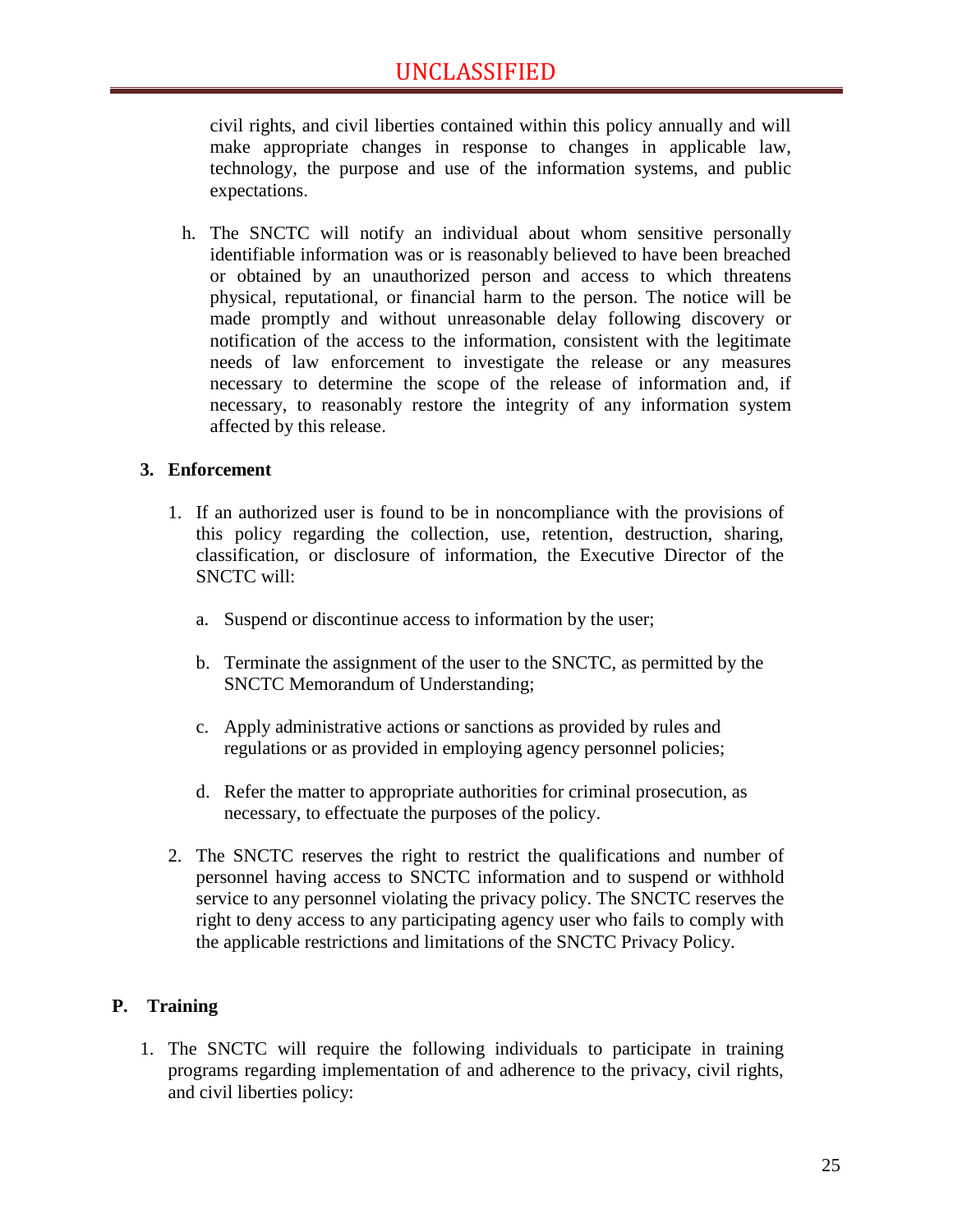civil rights, and civil liberties contained within this policy annually and will make appropriate changes in response to changes in applicable law, technology, the purpose and use of the information systems, and public expectations.

h. The SNCTC will notify an individual about whom sensitive personally identifiable information was or is reasonably believed to have been breached or obtained by an unauthorized person and access to which threatens physical, reputational, or financial harm to the person. The notice will be made promptly and without unreasonable delay following discovery or notification of the access to the information, consistent with the legitimate needs of law enforcement to investigate the release or any measures necessary to determine the scope of the release of information and, if necessary, to reasonably restore the integrity of any information system affected by this release.

### 3. Enforcement

1. If an authorized user is found to be in noncompliance with the provisions of this policy regarding the collection, use, retention, destruction, sharing, classification, or disclosure of information, the Executive Director of the SNCTC will:

   a. Suspend or discontinue access to information by the user;

   b. Terminate the assignment of the user to the SNCTC, as permitted by the SNCTC Memorandum of Understanding;

   c. Apply administrative actions or sanctions as provided by rules and regulations or as provided in employing agency personnel policies;

   d. Refer the matter to appropriate authorities for criminal prosecution, as necessary, to effectuate the purposes of the policy.

2. The SNCTC reserves the right to restrict the qualifications and number of personnel having access to SNCTC information and to suspend or withhold service to any personnel violating the privacy policy. The SNCTC reserves the right to deny access to any participating agency user who fails to comply with the applicable restrictions and limitations of the SNCTC Privacy Policy.

## P. Training

1. The SNCTC will require the following individuals to participate in training programs regarding implementation of and adherence to the privacy, civil rights, and civil liberties policy: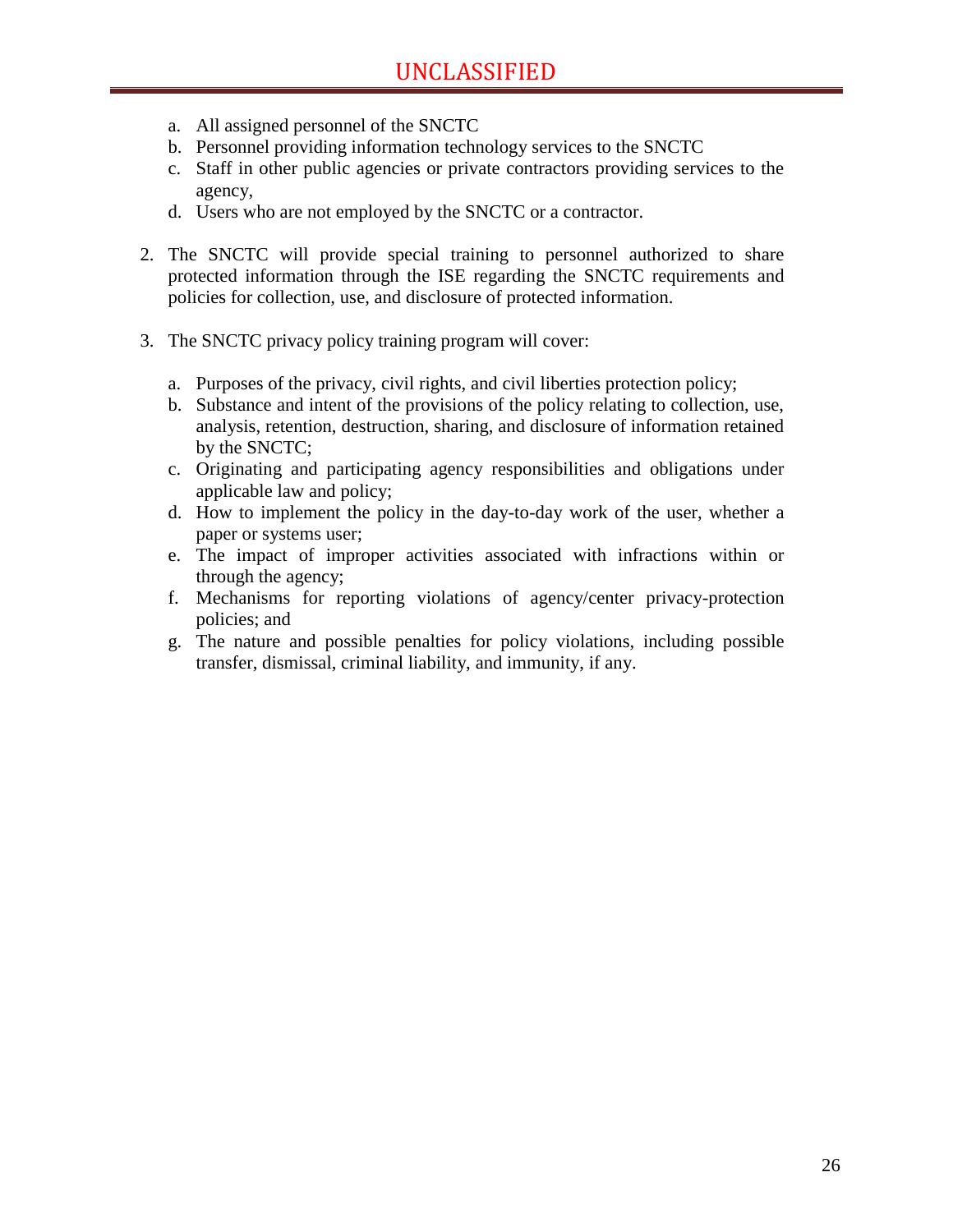a. All assigned personnel of the SNCTC
b. Personnel providing information technology services to the SNCTC
c. Staff in other public agencies or private contractors providing services to the agency,
d. Users who are not employed by the SNCTC or a contractor.

2. The SNCTC will provide special training to personnel authorized to share protected information through the ISE regarding the SNCTC requirements and policies for collection, use, and disclosure of protected information.

3. The SNCTC privacy policy training program will cover:

   a. Purposes of the privacy, civil rights, and civil liberties protection policy;
   b. Substance and intent of the provisions of the policy relating to collection, use, analysis, retention, destruction, sharing, and disclosure of information retained by the SNCTC;
   c. Originating and participating agency responsibilities and obligations under applicable law and policy;
   d. How to implement the policy in the day-to-day work of the user, whether a paper or systems user;
   e. The impact of improper activities associated with infractions within or through the agency;
   f. Mechanisms for reporting violations of agency/center privacy-protection policies; and
   g. The nature and possible penalties for policy violations, including possible transfer, dismissal, criminal liability, and immunity, if any.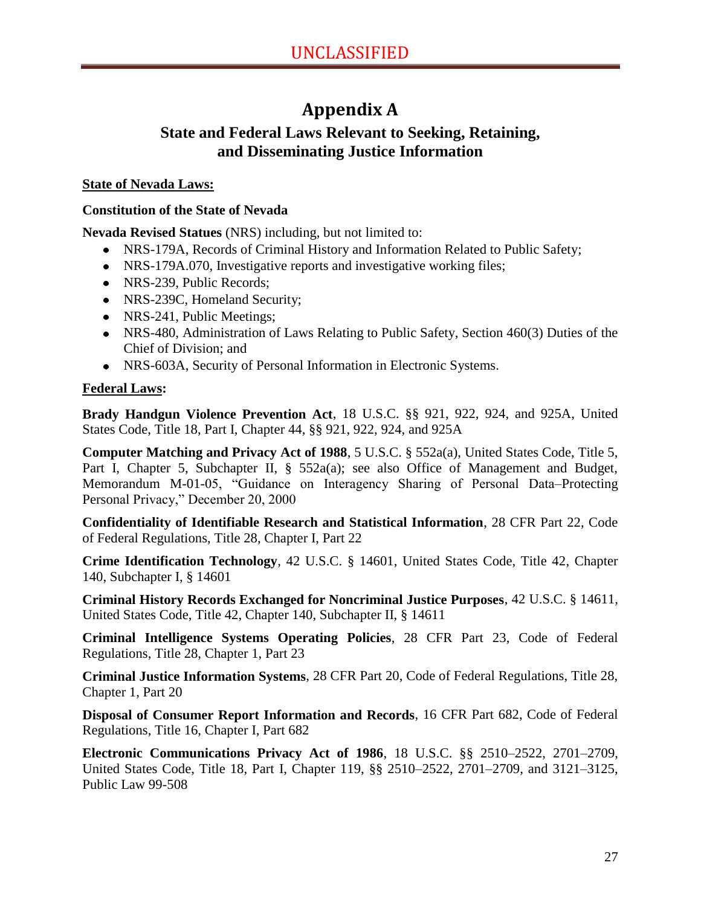# Appendix A

## State and Federal Laws Relevant to Seeking, Retaining, and Disseminating Justice Information

**State of Nevada Laws:**

**Constitution of the State of Nevada**

**Nevada Revised Statues** (NRS) including, but not limited to:

- NRS-179A, Records of Criminal History and Information Related to Public Safety;
- NRS-179A.070, Investigative reports and investigative working files;
- NRS-239, Public Records;
- NRS-239C, Homeland Security;
- NRS-241, Public Meetings;
- NRS-480, Administration of Laws Relating to Public Safety, Section 460(3) Duties of the Chief of Division; and
- NRS-603A, Security of Personal Information in Electronic Systems.

**Federal Laws:**

**Brady Handgun Violence Prevention Act**, 18 U.S.C. §§ 921, 922, 924, and 925A, United States Code, Title 18, Part I, Chapter 44, §§ 921, 922, 924, and 925A

**Computer Matching and Privacy Act of 1988**, 5 U.S.C. § 552a(a), United States Code, Title 5, Part I, Chapter 5, Subchapter II, § 552a(a); see also Office of Management and Budget, Memorandum M-01-05, "Guidance on Interagency Sharing of Personal Data–Protecting Personal Privacy," December 20, 2000

**Confidentiality of Identifiable Research and Statistical Information**, 28 CFR Part 22, Code of Federal Regulations, Title 28, Chapter I, Part 22

**Crime Identification Technology**, 42 U.S.C. § 14601, United States Code, Title 42, Chapter 140, Subchapter I, § 14601

**Criminal History Records Exchanged for Noncriminal Justice Purposes**, 42 U.S.C. § 14611, United States Code, Title 42, Chapter 140, Subchapter II, § 14611

**Criminal Intelligence Systems Operating Policies**, 28 CFR Part 23, Code of Federal Regulations, Title 28, Chapter 1, Part 23

**Criminal Justice Information Systems**, 28 CFR Part 20, Code of Federal Regulations, Title 28, Chapter 1, Part 20

**Disposal of Consumer Report Information and Records**, 16 CFR Part 682, Code of Federal Regulations, Title 16, Chapter I, Part 682

**Electronic Communications Privacy Act of 1986**, 18 U.S.C. §§ 2510–2522, 2701–2709, United States Code, Title 18, Part I, Chapter 119, §§ 2510–2522, 2701–2709, and 3121–3125, Public Law 99-508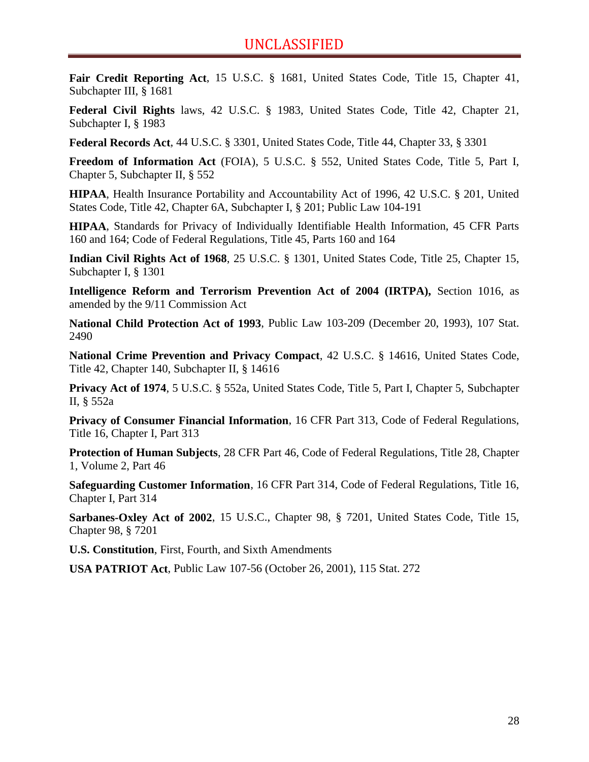**Fair Credit Reporting Act**, 15 U.S.C. § 1681, United States Code, Title 15, Chapter 41, Subchapter III, § 1681

**Federal Civil Rights** laws, 42 U.S.C. § 1983, United States Code, Title 42, Chapter 21, Subchapter I, § 1983

**Federal Records Act**, 44 U.S.C. § 3301, United States Code, Title 44, Chapter 33, § 3301

**Freedom of Information Act** (FOIA), 5 U.S.C. § 552, United States Code, Title 5, Part I, Chapter 5, Subchapter II, § 552

**HIPAA**, Health Insurance Portability and Accountability Act of 1996, 42 U.S.C. § 201, United States Code, Title 42, Chapter 6A, Subchapter I, § 201; Public Law 104-191

**HIPAA**, Standards for Privacy of Individually Identifiable Health Information, 45 CFR Parts 160 and 164; Code of Federal Regulations, Title 45, Parts 160 and 164

**Indian Civil Rights Act of 1968**, 25 U.S.C. § 1301, United States Code, Title 25, Chapter 15, Subchapter I, § 1301

**Intelligence Reform and Terrorism Prevention Act of 2004 (IRTPA),** Section 1016, as amended by the 9/11 Commission Act

**National Child Protection Act of 1993**, Public Law 103-209 (December 20, 1993), 107 Stat. 2490

**National Crime Prevention and Privacy Compact**, 42 U.S.C. § 14616, United States Code, Title 42, Chapter 140, Subchapter II, § 14616

**Privacy Act of 1974**, 5 U.S.C. § 552a, United States Code, Title 5, Part I, Chapter 5, Subchapter II, § 552a

**Privacy of Consumer Financial Information**, 16 CFR Part 313, Code of Federal Regulations, Title 16, Chapter I, Part 313

**Protection of Human Subjects**, 28 CFR Part 46, Code of Federal Regulations, Title 28, Chapter 1, Volume 2, Part 46

**Safeguarding Customer Information**, 16 CFR Part 314, Code of Federal Regulations, Title 16, Chapter I, Part 314

**Sarbanes-Oxley Act of 2002**, 15 U.S.C., Chapter 98, § 7201, United States Code, Title 15, Chapter 98, § 7201

**U.S. Constitution**, First, Fourth, and Sixth Amendments

**USA PATRIOT Act**, Public Law 107-56 (October 26, 2001), 115 Stat. 272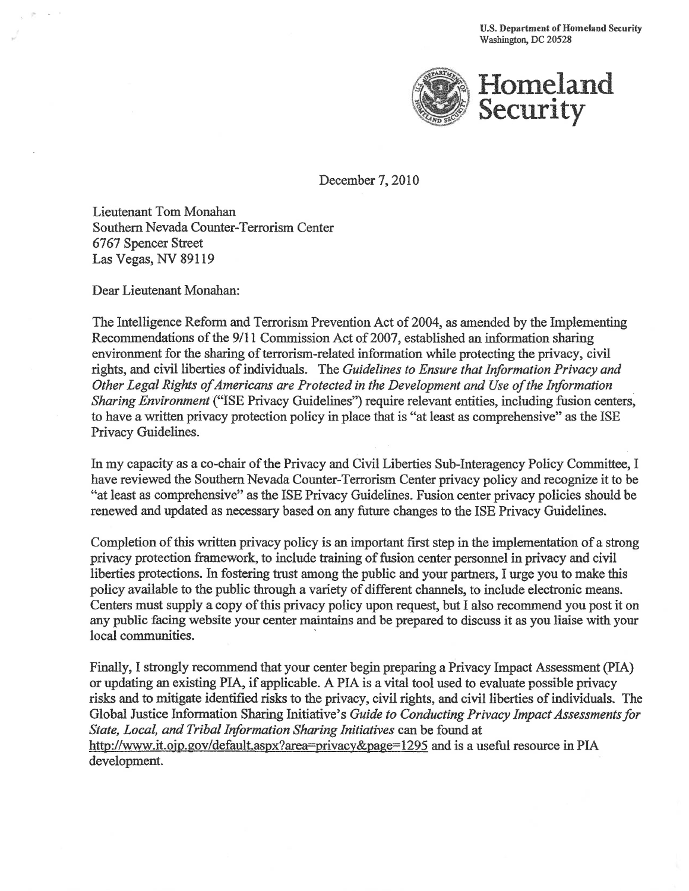U.S. Department of Homeland Security
Washington, DC 20528

**Homeland Security**

December 7, 2010

Lieutenant Tom Monahan
Southern Nevada Counter-Terrorism Center
6767 Spencer Street
Las Vegas, NV 89119

Dear Lieutenant Monahan:

The Intelligence Reform and Terrorism Prevention Act of 2004, as amended by the Implementing Recommendations of the 9/11 Commission Act of 2007, established an information sharing environment for the sharing of terrorism-related information while protecting the privacy, civil rights, and civil liberties of individuals. The *Guidelines to Ensure that Information Privacy and Other Legal Rights of Americans are Protected in the Development and Use of the Information Sharing Environment* ("ISE Privacy Guidelines") require relevant entities, including fusion centers, to have a written privacy protection policy in place that is "at least as comprehensive" as the ISE Privacy Guidelines.

In my capacity as a co-chair of the Privacy and Civil Liberties Sub-Interagency Policy Committee, I have reviewed the Southern Nevada Counter-Terrorism Center privacy policy and recognize it to be "at least as comprehensive" as the ISE Privacy Guidelines. Fusion center privacy policies should be renewed and updated as necessary based on any future changes to the ISE Privacy Guidelines.

Completion of this written privacy policy is an important first step in the implementation of a strong privacy protection framework, to include training of fusion center personnel in privacy and civil liberties protections. In fostering trust among the public and your partners, I urge you to make this policy available to the public through a variety of different channels, to include electronic means. Centers must supply a copy of this privacy policy upon request, but I also recommend you post it on any public facing website your center maintains and be prepared to discuss it as you liaise with your local communities.

Finally, I strongly recommend that your center begin preparing a Privacy Impact Assessment (PIA) or updating an existing PIA, if applicable. A PIA is a vital tool used to evaluate possible privacy risks and to mitigate identified risks to the privacy, civil rights, and civil liberties of individuals. The Global Justice Information Sharing Initiative's *Guide to Conducting Privacy Impact Assessments for State, Local, and Tribal Information Sharing Initiatives* can be found at http://www.it.ojp.gov/default.aspx?area=privacy&page=1295 and is a useful resource in PIA development.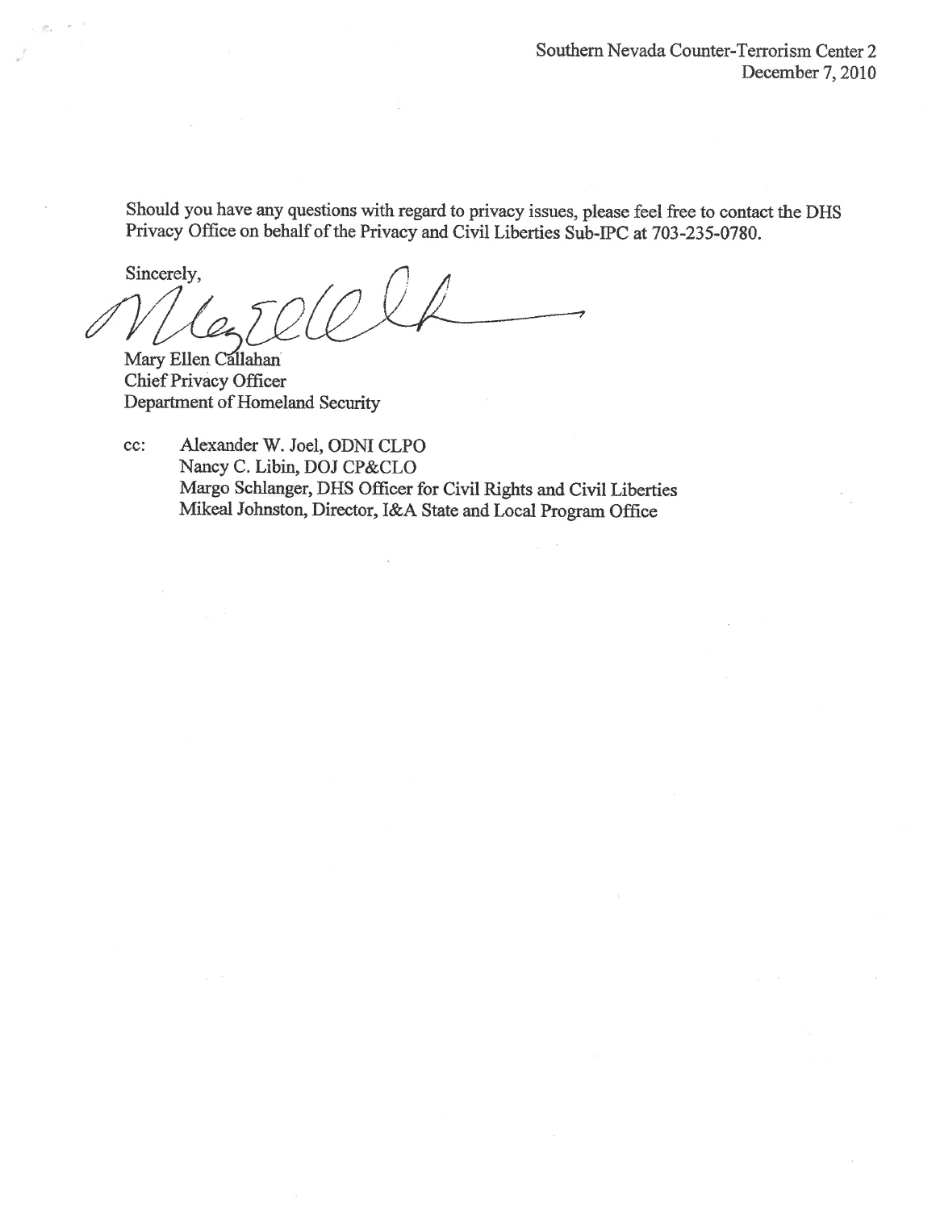Should you have any questions with regard to privacy issues, please feel free to contact the DHS Privacy Office on behalf of the Privacy and Civil Liberties Sub-IPC at 703-235-0780.

Sincerely,

Mary Ellen Callahan
Chief Privacy Officer
Department of Homeland Security

cc: Alexander W. Joel, ODNI CLPO
Nancy C. Libin, DOJ CP&CLO
Margo Schlanger, DHS Officer for Civil Rights and Civil Liberties
Mikeal Johnston, Director, I&A State and Local Program Office